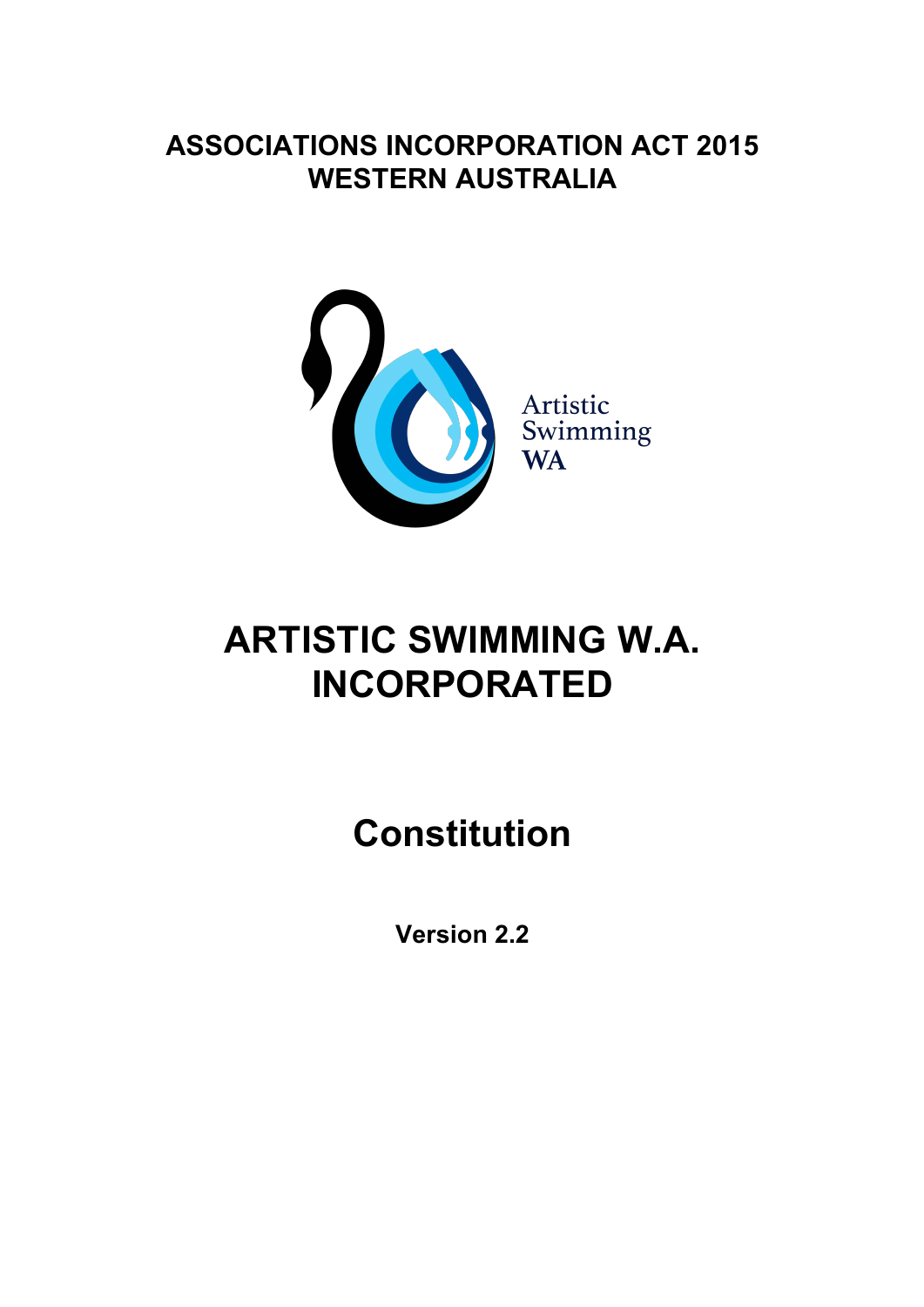**ASSOCIATIONS INCORPORATION ACT 2015**
**WESTERN AUSTRALIA**

Artistic Swimming WA

# ARTISTIC SWIMMING W.A. INCORPORATED

# Constitution

**Version 2.2**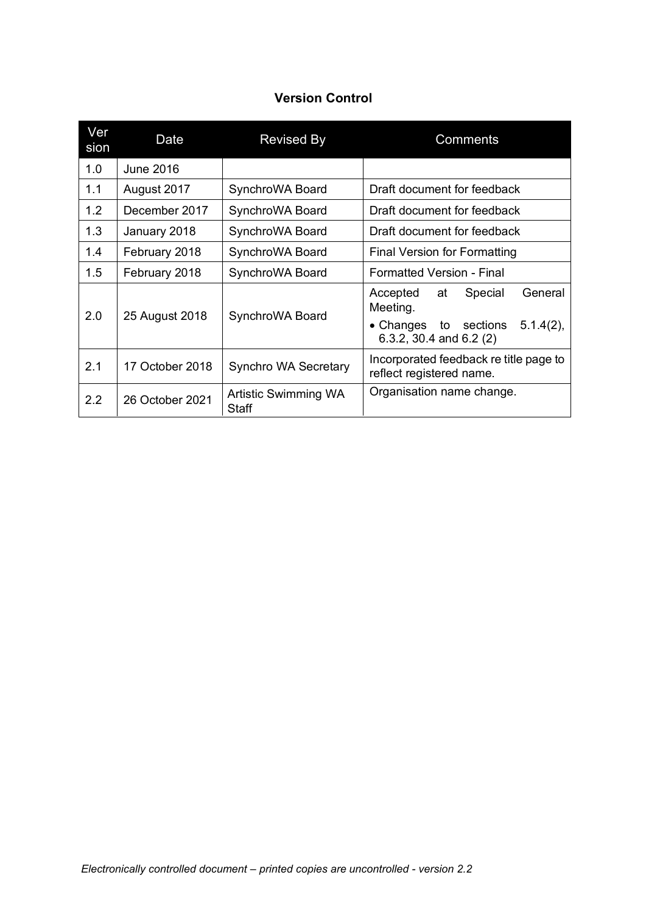## Version Control

| Version | Date | Revised By | Comments |
|---|---|---|---|
| 1.0 | June 2016 | | |
| 1.1 | August 2017 | SynchroWA Board | Draft document for feedback |
| 1.2 | December 2017 | SynchroWA Board | Draft document for feedback |
| 1.3 | January 2018 | SynchroWA Board | Draft document for feedback |
| 1.4 | February 2018 | SynchroWA Board | Final Version for Formatting |
| 1.5 | February 2018 | SynchroWA Board | Formatted Version - Final |
| 2.0 | 25 August 2018 | SynchroWA Board | Accepted at Special General Meeting. • Changes to sections 5.1.4(2), 6.3.2, 30.4 and 6.2 (2) |
| 2.1 | 17 October 2018 | Synchro WA Secretary | Incorporated feedback re title page to reflect registered name. |
| 2.2 | 26 October 2021 | Artistic Swimming WA Staff | Organisation name change. |

*Electronically controlled document – printed copies are uncontrolled - version 2.2*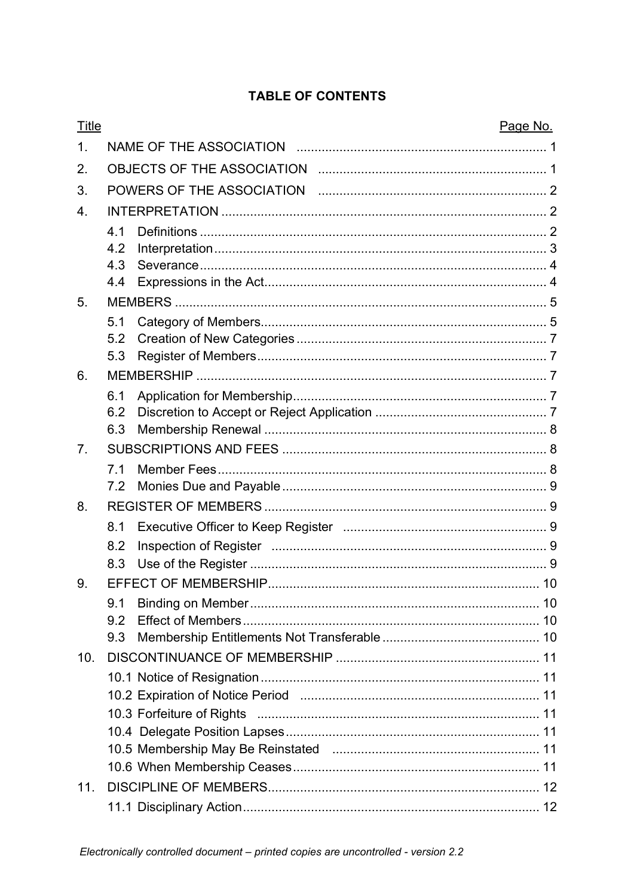**TABLE OF CONTENTS**

| Title | | Page No. |
|---|---|---|
| 1. | NAME OF THE ASSOCIATION | 1 |
| 2. | OBJECTS OF THE ASSOCIATION | 1 |
| 3. | POWERS OF THE ASSOCIATION | 2 |
| 4. | INTERPRETATION | 2 |
| | 4.1 Definitions | 2 |
| | 4.2 Interpretation | 3 |
| | 4.3 Severance | 4 |
| | 4.4 Expressions in the Act | 4 |
| 5. | MEMBERS | 5 |
| | 5.1 Category of Members | 5 |
| | 5.2 Creation of New Categories | 7 |
| | 5.3 Register of Members | 7 |
| 6. | MEMBERSHIP | 7 |
| | 6.1 Application for Membership | 7 |
| | 6.2 Discretion to Accept or Reject Application | 7 |
| | 6.3 Membership Renewal | 8 |
| 7. | SUBSCRIPTIONS AND FEES | 8 |
| | 7.1 Member Fees | 8 |
| | 7.2 Monies Due and Payable | 9 |
| 8. | REGISTER OF MEMBERS | 9 |
| | 8.1 Executive Officer to Keep Register | 9 |
| | 8.2 Inspection of Register | 9 |
| | 8.3 Use of the Register | 9 |
| 9. | EFFECT OF MEMBERSHIP | 10 |
| | 9.1 Binding on Member | 10 |
| | 9.2 Effect of Members | 10 |
| | 9.3 Membership Entitlements Not Transferable | 10 |
| 10. | DISCONTINUANCE OF MEMBERSHIP | 11 |
| | 10.1 Notice of Resignation | 11 |
| | 10.2 Expiration of Notice Period | 11 |
| | 10.3 Forfeiture of Rights | 11 |
| | 10.4 Delegate Position Lapses | 11 |
| | 10.5 Membership May Be Reinstated | 11 |
| | 10.6 When Membership Ceases | 11 |
| 11. | DISCIPLINE OF MEMBERS | 12 |
| | 11.1 Disciplinary Action | 12 |

*Electronically controlled document – printed copies are uncontrolled - version 2.2*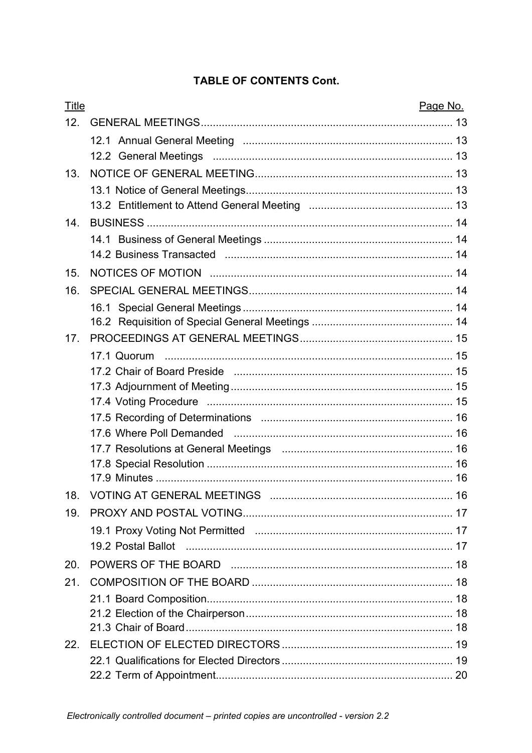**TABLE OF CONTENTS Cont.**

| Title | | Page No. |
|---|---|---|
| 12. | GENERAL MEETINGS | 13 |
| | 12.1 Annual General Meeting | 13 |
| | 12.2 General Meetings | 13 |
| 13. | NOTICE OF GENERAL MEETING | 13 |
| | 13.1 Notice of General Meetings | 13 |
| | 13.2 Entitlement to Attend General Meeting | 13 |
| 14. | BUSINESS | 14 |
| | 14.1 Business of General Meetings | 14 |
| | 14.2 Business Transacted | 14 |
| 15. | NOTICES OF MOTION | 14 |
| 16. | SPECIAL GENERAL MEETINGS | 14 |
| | 16.1 Special General Meetings | 14 |
| | 16.2 Requisition of Special General Meetings | 14 |
| 17. | PROCEEDINGS AT GENERAL MEETINGS | 15 |
| | 17.1 Quorum | 15 |
| | 17.2 Chair of Board Preside | 15 |
| | 17.3 Adjournment of Meeting | 15 |
| | 17.4 Voting Procedure | 15 |
| | 17.5 Recording of Determinations | 16 |
| | 17.6 Where Poll Demanded | 16 |
| | 17.7 Resolutions at General Meetings | 16 |
| | 17.8 Special Resolution | 16 |
| | 17.9 Minutes | 16 |
| 18. | VOTING AT GENERAL MEETINGS | 16 |
| 19. | PROXY AND POSTAL VOTING | 17 |
| | 19.1 Proxy Voting Not Permitted | 17 |
| | 19.2 Postal Ballot | 17 |
| 20. | POWERS OF THE BOARD | 18 |
| 21. | COMPOSITION OF THE BOARD | 18 |
| | 21.1 Board Composition | 18 |
| | 21.2 Election of the Chairperson | 18 |
| | 21.3 Chair of Board | 18 |
| 22. | ELECTION OF ELECTED DIRECTORS | 19 |
| | 22.1 Qualifications for Elected Directors | 19 |
| | 22.2 Term of Appointment | 20 |

*Electronically controlled document – printed copies are uncontrolled - version 2.2*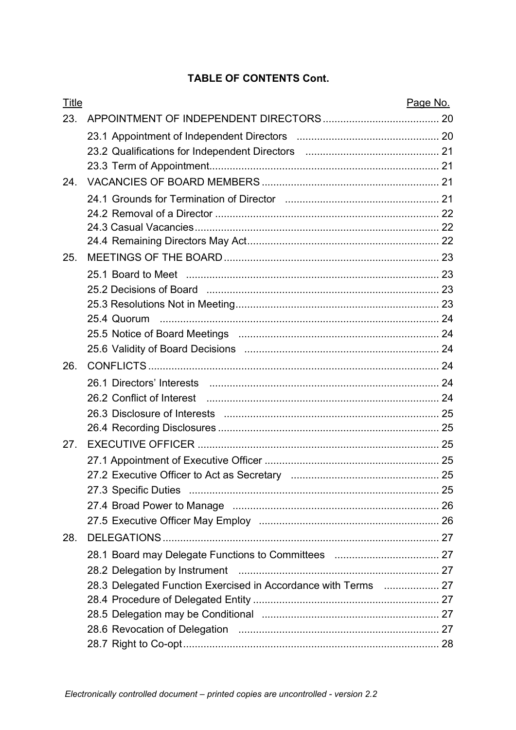**TABLE OF CONTENTS Cont.**

| Title | | Page No. |
|---|---|---|
| 23. | APPOINTMENT OF INDEPENDENT DIRECTORS | 20 |
| | 23.1 Appointment of Independent Directors | 20 |
| | 23.2 Qualifications for Independent Directors | 21 |
| | 23.3 Term of Appointment | 21 |
| 24. | VACANCIES OF BOARD MEMBERS | 21 |
| | 24.1 Grounds for Termination of Director | 21 |
| | 24.2 Removal of a Director | 22 |
| | 24.3 Casual Vacancies | 22 |
| | 24.4 Remaining Directors May Act | 22 |
| 25. | MEETINGS OF THE BOARD | 23 |
| | 25.1 Board to Meet | 23 |
| | 25.2 Decisions of Board | 23 |
| | 25.3 Resolutions Not in Meeting | 23 |
| | 25.4 Quorum | 24 |
| | 25.5 Notice of Board Meetings | 24 |
| | 25.6 Validity of Board Decisions | 24 |
| 26. | CONFLICTS | 24 |
| | 26.1 Directors' Interests | 24 |
| | 26.2 Conflict of Interest | 24 |
| | 26.3 Disclosure of Interests | 25 |
| | 26.4 Recording Disclosures | 25 |
| 27. | EXECUTIVE OFFICER | 25 |
| | 27.1 Appointment of Executive Officer | 25 |
| | 27.2 Executive Officer to Act as Secretary | 25 |
| | 27.3 Specific Duties | 25 |
| | 27.4 Broad Power to Manage | 26 |
| | 27.5 Executive Officer May Employ | 26 |
| 28. | DELEGATIONS | 27 |
| | 28.1 Board may Delegate Functions to Committees | 27 |
| | 28.2 Delegation by Instrument | 27 |
| | 28.3 Delegated Function Exercised in Accordance with Terms | 27 |
| | 28.4 Procedure of Delegated Entity | 27 |
| | 28.5 Delegation may be Conditional | 27 |
| | 28.6 Revocation of Delegation | 27 |
| | 28.7 Right to Co-opt | 28 |

*Electronically controlled document – printed copies are uncontrolled - version 2.2*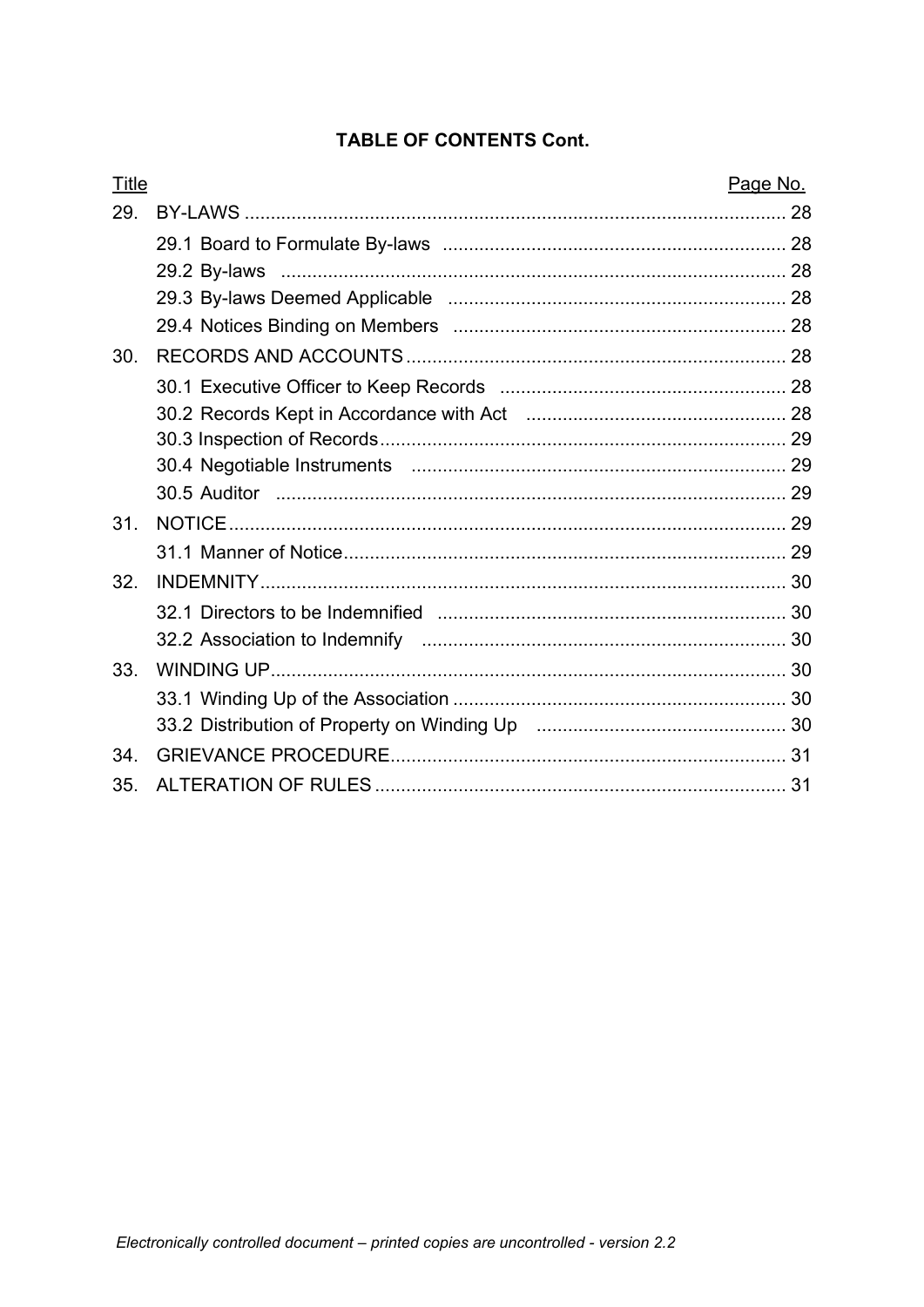**TABLE OF CONTENTS Cont.**

| Title | | Page No. |
|---|---|---|
| 29. | BY-LAWS | 28 |
| | 29.1 Board to Formulate By-laws | 28 |
| | 29.2 By-laws | 28 |
| | 29.3 By-laws Deemed Applicable | 28 |
| | 29.4 Notices Binding on Members | 28 |
| 30. | RECORDS AND ACCOUNTS | 28 |
| | 30.1 Executive Officer to Keep Records | 28 |
| | 30.2 Records Kept in Accordance with Act | 28 |
| | 30.3 Inspection of Records | 29 |
| | 30.4 Negotiable Instruments | 29 |
| | 30.5 Auditor | 29 |
| 31. | NOTICE | 29 |
| | 31.1 Manner of Notice | 29 |
| 32. | INDEMNITY | 30 |
| | 32.1 Directors to be Indemnified | 30 |
| | 32.2 Association to Indemnify | 30 |
| 33. | WINDING UP | 30 |
| | 33.1 Winding Up of the Association | 30 |
| | 33.2 Distribution of Property on Winding Up | 30 |
| 34. | GRIEVANCE PROCEDURE | 31 |
| 35. | ALTERATION OF RULES | 31 |

*Electronically controlled document – printed copies are uncontrolled - version 2.2*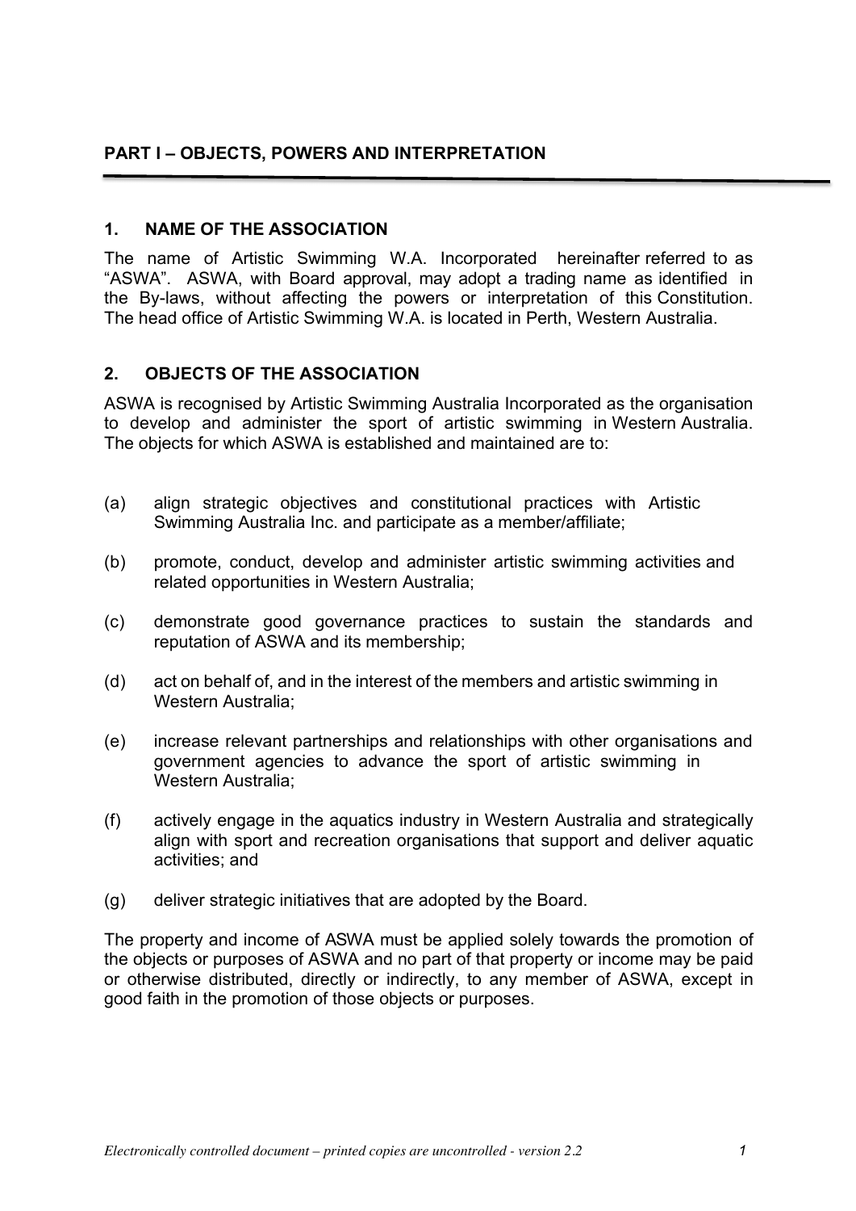## PART I – OBJECTS, POWERS AND INTERPRETATION

### 1. NAME OF THE ASSOCIATION

The name of Artistic Swimming W.A. Incorporated hereinafter referred to as "ASWA". ASWA, with Board approval, may adopt a trading name as identified in the By-laws, without affecting the powers or interpretation of this Constitution. The head office of Artistic Swimming W.A. is located in Perth, Western Australia.

### 2. OBJECTS OF THE ASSOCIATION

ASWA is recognised by Artistic Swimming Australia Incorporated as the organisation to develop and administer the sport of artistic swimming in Western Australia. The objects for which ASWA is established and maintained are to:

(a) align strategic objectives and constitutional practices with Artistic Swimming Australia Inc. and participate as a member/affiliate;

(b) promote, conduct, develop and administer artistic swimming activities and related opportunities in Western Australia;

(c) demonstrate good governance practices to sustain the standards and reputation of ASWA and its membership;

(d) act on behalf of, and in the interest of the members and artistic swimming in Western Australia;

(e) increase relevant partnerships and relationships with other organisations and government agencies to advance the sport of artistic swimming in Western Australia;

(f) actively engage in the aquatics industry in Western Australia and strategically align with sport and recreation organisations that support and deliver aquatic activities; and

(g) deliver strategic initiatives that are adopted by the Board.

The property and income of ASWA must be applied solely towards the promotion of the objects or purposes of ASWA and no part of that property or income may be paid or otherwise distributed, directly or indirectly, to any member of ASWA, except in good faith in the promotion of those objects or purposes.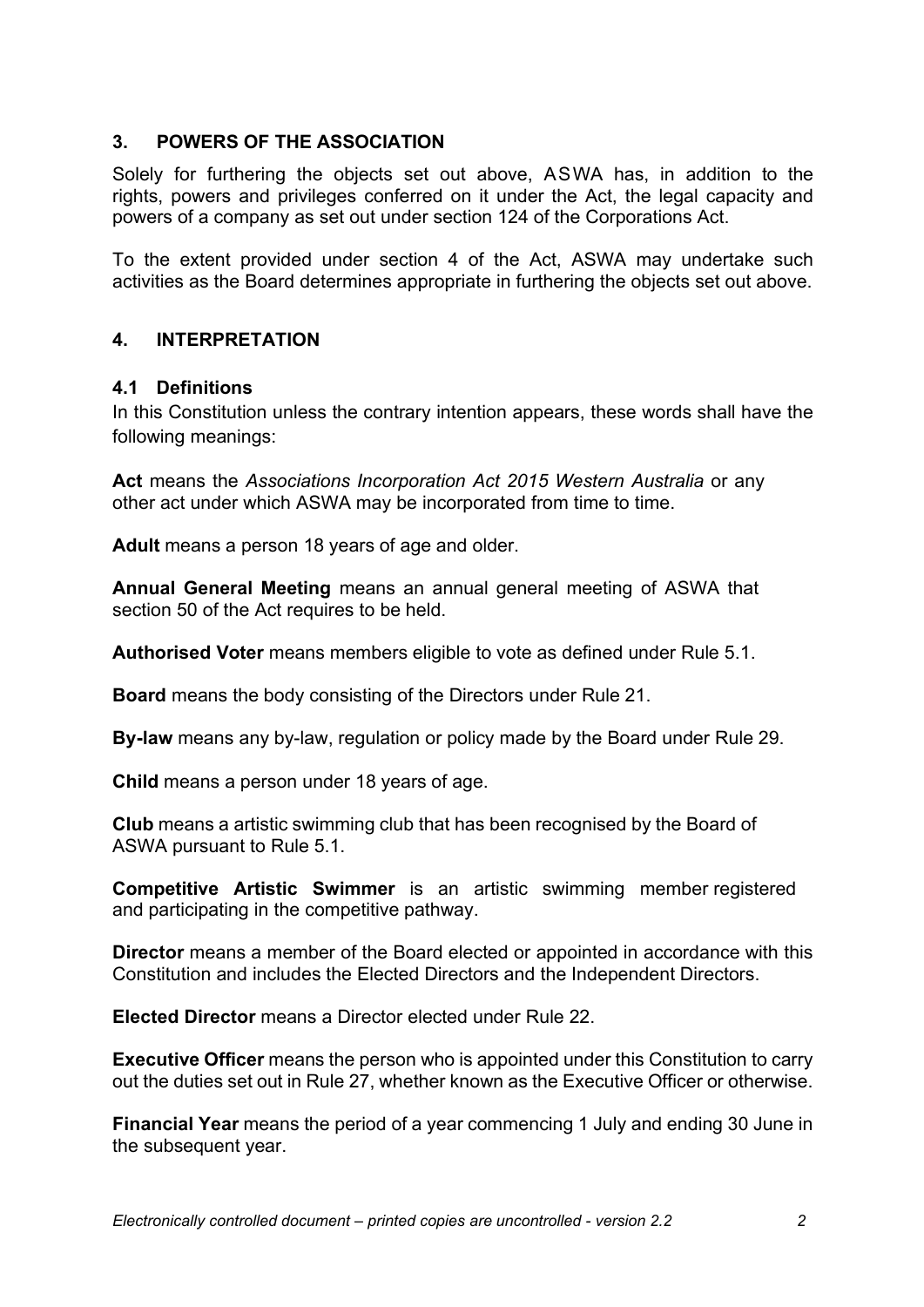## 3. POWERS OF THE ASSOCIATION

Solely for furthering the objects set out above, ASWA has, in addition to the rights, powers and privileges conferred on it under the Act, the legal capacity and powers of a company as set out under section 124 of the Corporations Act.

To the extent provided under section 4 of the Act, ASWA may undertake such activities as the Board determines appropriate in furthering the objects set out above.

## 4. INTERPRETATION

### 4.1 Definitions

In this Constitution unless the contrary intention appears, these words shall have the following meanings:

**Act** means the *Associations Incorporation Act 2015 Western Australia* or any other act under which ASWA may be incorporated from time to time.

**Adult** means a person 18 years of age and older.

**Annual General Meeting** means an annual general meeting of ASWA that section 50 of the Act requires to be held.

**Authorised Voter** means members eligible to vote as defined under Rule 5.1.

**Board** means the body consisting of the Directors under Rule 21.

**By-law** means any by-law, regulation or policy made by the Board under Rule 29.

**Child** means a person under 18 years of age.

**Club** means a artistic swimming club that has been recognised by the Board of ASWA pursuant to Rule 5.1.

**Competitive Artistic Swimmer** is an artistic swimming member registered and participating in the competitive pathway.

**Director** means a member of the Board elected or appointed in accordance with this Constitution and includes the Elected Directors and the Independent Directors.

**Elected Director** means a Director elected under Rule 22.

**Executive Officer** means the person who is appointed under this Constitution to carry out the duties set out in Rule 27, whether known as the Executive Officer or otherwise.

**Financial Year** means the period of a year commencing 1 July and ending 30 June in the subsequent year.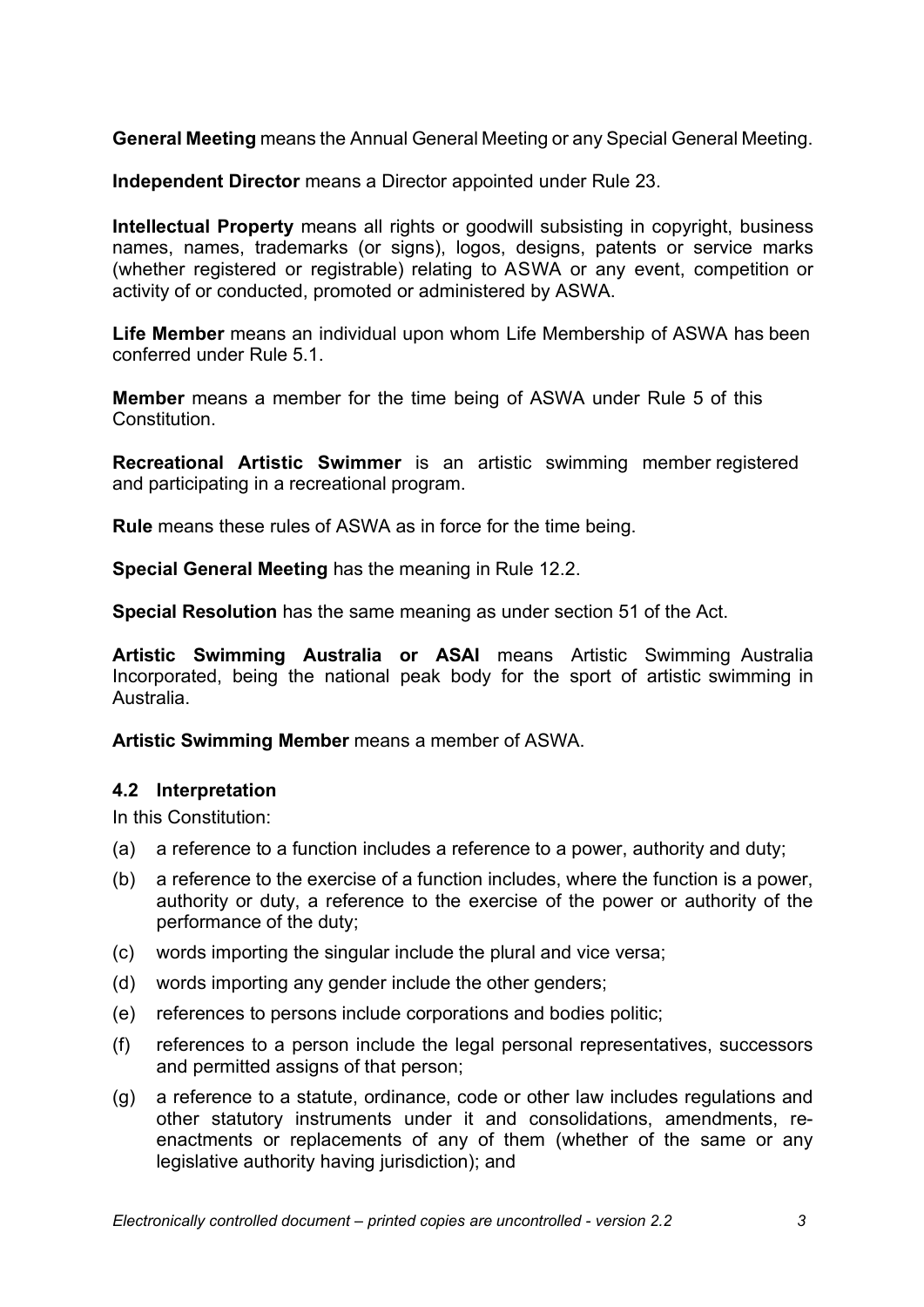**General Meeting** means the Annual General Meeting or any Special General Meeting.

**Independent Director** means a Director appointed under Rule 23.

**Intellectual Property** means all rights or goodwill subsisting in copyright, business names, names, trademarks (or signs), logos, designs, patents or service marks (whether registered or registrable) relating to ASWA or any event, competition or activity of or conducted, promoted or administered by ASWA.

**Life Member** means an individual upon whom Life Membership of ASWA has been conferred under Rule 5.1.

**Member** means a member for the time being of ASWA under Rule 5 of this Constitution.

**Recreational Artistic Swimmer** is an artistic swimming member registered and participating in a recreational program.

**Rule** means these rules of ASWA as in force for the time being.

**Special General Meeting** has the meaning in Rule 12.2.

**Special Resolution** has the same meaning as under section 51 of the Act.

**Artistic Swimming Australia or ASAI** means Artistic Swimming Australia Incorporated, being the national peak body for the sport of artistic swimming in Australia.

**Artistic Swimming Member** means a member of ASWA.

### 4.2 Interpretation

In this Constitution:

(a) a reference to a function includes a reference to a power, authority and duty;

(b) a reference to the exercise of a function includes, where the function is a power, authority or duty, a reference to the exercise of the power or authority of the performance of the duty;

(c) words importing the singular include the plural and vice versa;

(d) words importing any gender include the other genders;

(e) references to persons include corporations and bodies politic;

(f) references to a person include the legal personal representatives, successors and permitted assigns of that person;

(g) a reference to a statute, ordinance, code or other law includes regulations and other statutory instruments under it and consolidations, amendments, re-enactments or replacements of any of them (whether of the same or any legislative authority having jurisdiction); and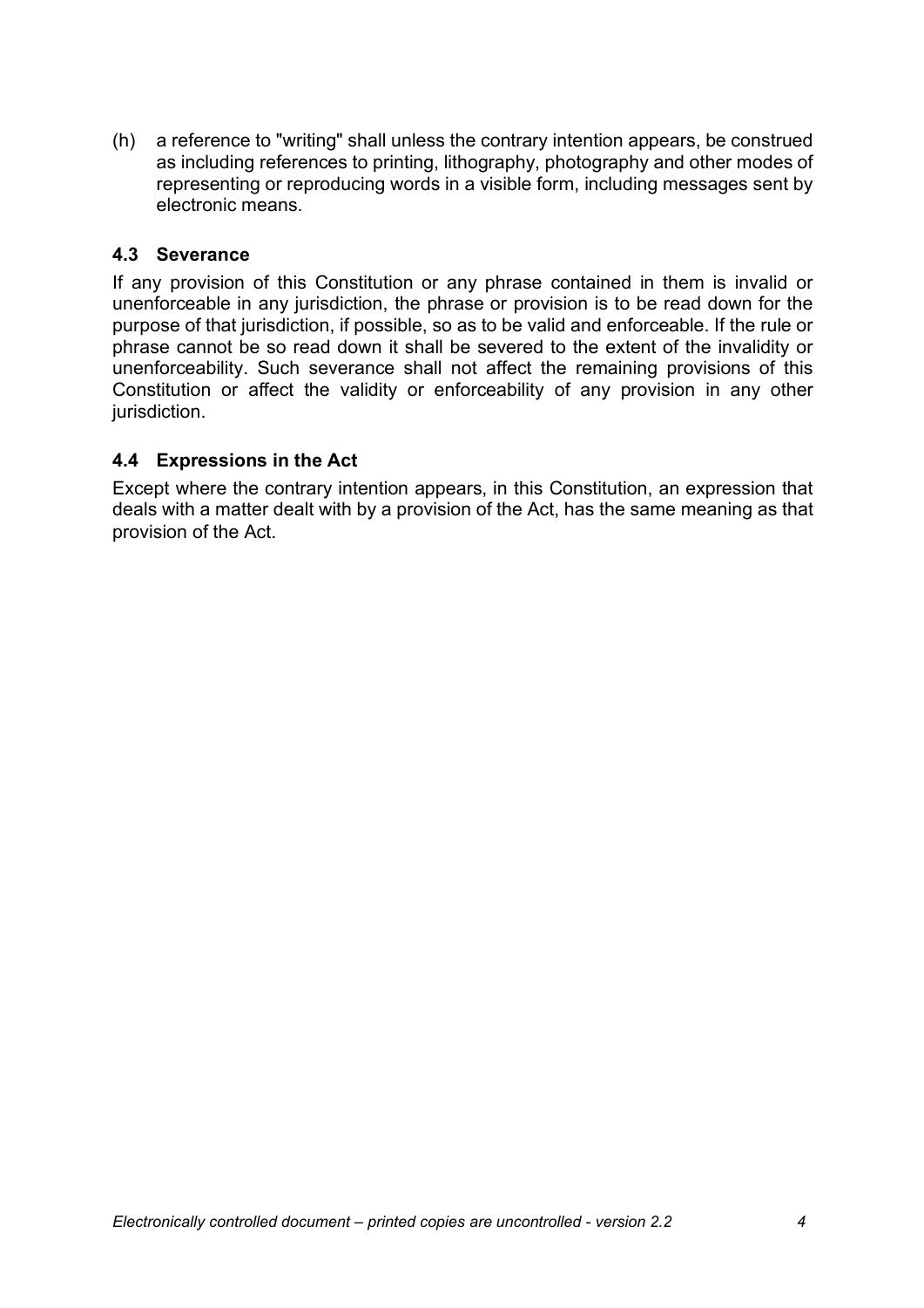(h) a reference to "writing" shall unless the contrary intention appears, be construed as including references to printing, lithography, photography and other modes of representing or reproducing words in a visible form, including messages sent by electronic means.

### 4.3 Severance

If any provision of this Constitution or any phrase contained in them is invalid or unenforceable in any jurisdiction, the phrase or provision is to be read down for the purpose of that jurisdiction, if possible, so as to be valid and enforceable. If the rule or phrase cannot be so read down it shall be severed to the extent of the invalidity or unenforceability. Such severance shall not affect the remaining provisions of this Constitution or affect the validity or enforceability of any provision in any other jurisdiction.

### 4.4 Expressions in the Act

Except where the contrary intention appears, in this Constitution, an expression that deals with a matter dealt with by a provision of the Act, has the same meaning as that provision of the Act.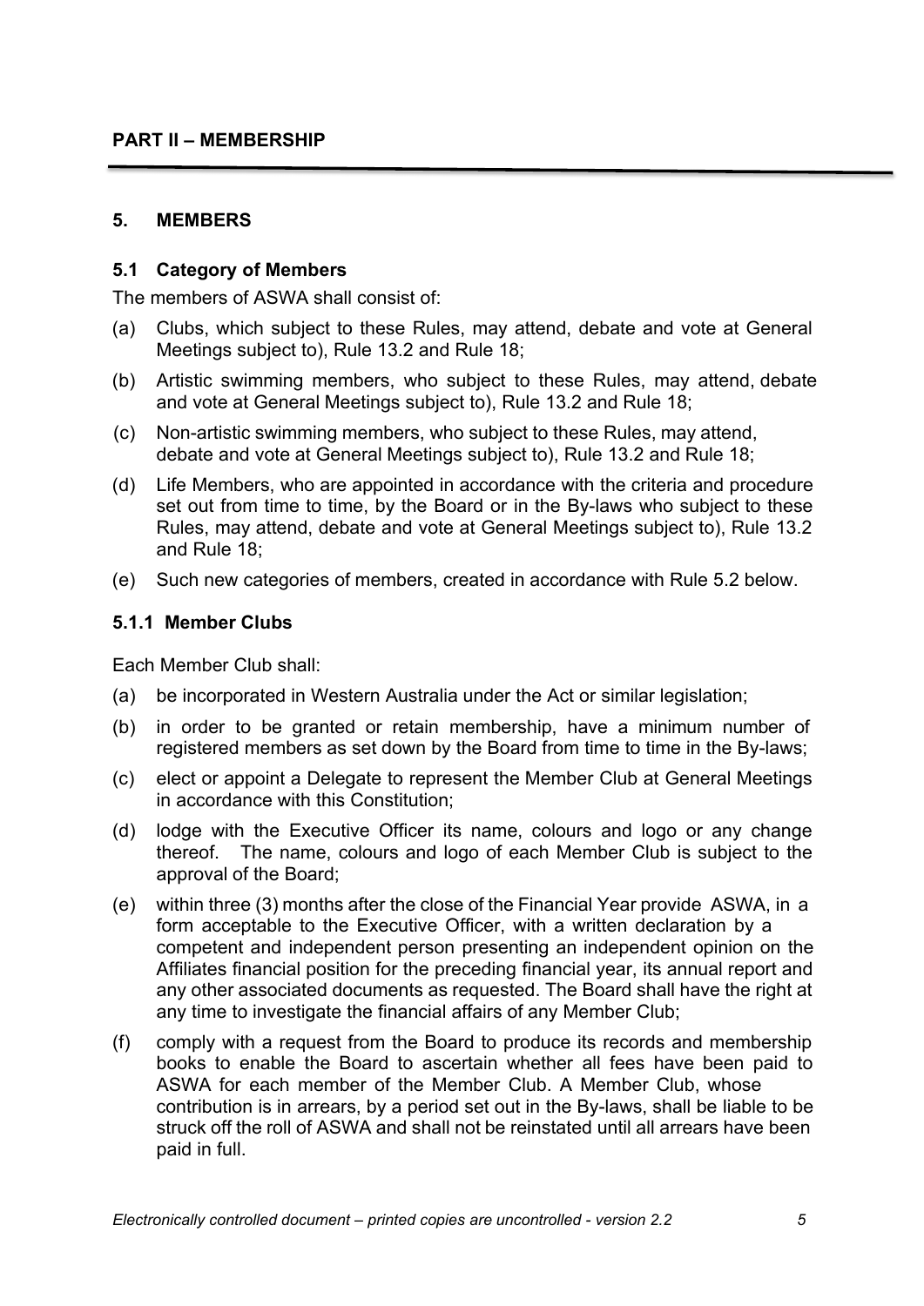## PART II – MEMBERSHIP

### 5. MEMBERS

#### 5.1 Category of Members

The members of ASWA shall consist of:

(a) Clubs, which subject to these Rules, may attend, debate and vote at General Meetings subject to), Rule 13.2 and Rule 18;

(b) Artistic swimming members, who subject to these Rules, may attend, debate and vote at General Meetings subject to), Rule 13.2 and Rule 18;

(c) Non-artistic swimming members, who subject to these Rules, may attend, debate and vote at General Meetings subject to), Rule 13.2 and Rule 18;

(d) Life Members, who are appointed in accordance with the criteria and procedure set out from time to time, by the Board or in the By-laws who subject to these Rules, may attend, debate and vote at General Meetings subject to), Rule 13.2 and Rule 18;

(e) Such new categories of members, created in accordance with Rule 5.2 below.

#### 5.1.1 Member Clubs

Each Member Club shall:

(a) be incorporated in Western Australia under the Act or similar legislation;

(b) in order to be granted or retain membership, have a minimum number of registered members as set down by the Board from time to time in the By-laws;

(c) elect or appoint a Delegate to represent the Member Club at General Meetings in accordance with this Constitution;

(d) lodge with the Executive Officer its name, colours and logo or any change thereof. The name, colours and logo of each Member Club is subject to the approval of the Board;

(e) within three (3) months after the close of the Financial Year provide ASWA, in a form acceptable to the Executive Officer, with a written declaration by a competent and independent person presenting an independent opinion on the Affiliates financial position for the preceding financial year, its annual report and any other associated documents as requested. The Board shall have the right at any time to investigate the financial affairs of any Member Club;

(f) comply with a request from the Board to produce its records and membership books to enable the Board to ascertain whether all fees have been paid to ASWA for each member of the Member Club. A Member Club, whose contribution is in arrears, by a period set out in the By-laws, shall be liable to be struck off the roll of ASWA and shall not be reinstated until all arrears have been paid in full.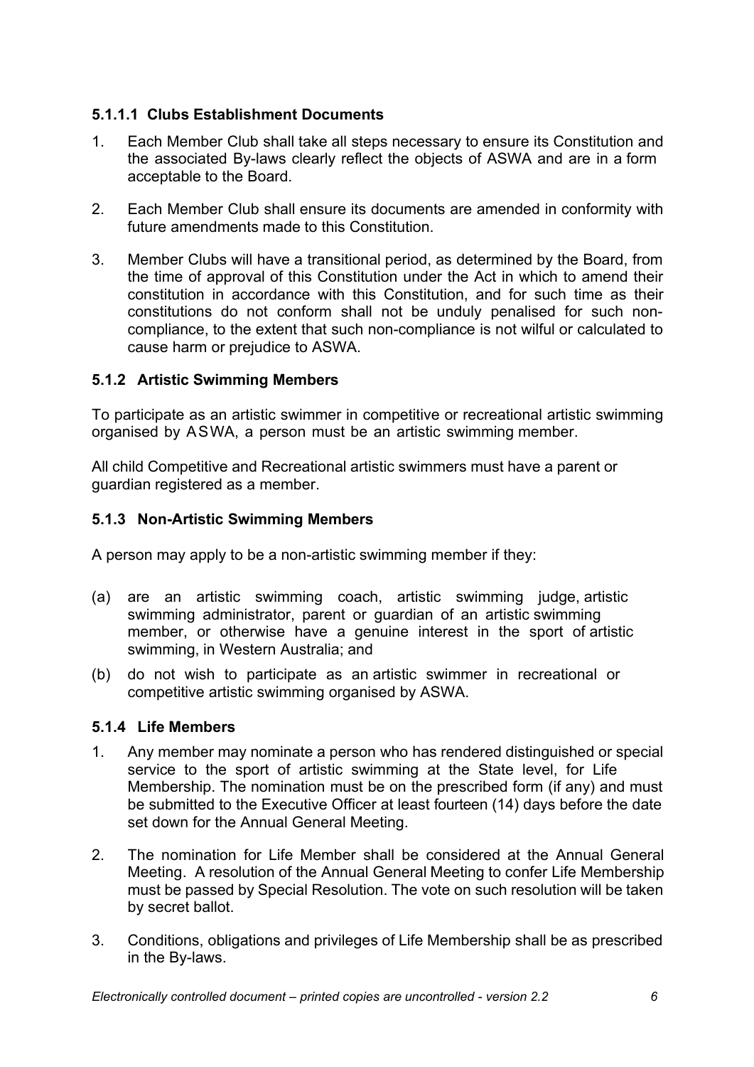#### 5.1.1.1 Clubs Establishment Documents

1. Each Member Club shall take all steps necessary to ensure its Constitution and the associated By-laws clearly reflect the objects of ASWA and are in a form acceptable to the Board.

2. Each Member Club shall ensure its documents are amended in conformity with future amendments made to this Constitution.

3. Member Clubs will have a transitional period, as determined by the Board, from the time of approval of this Constitution under the Act in which to amend their constitution in accordance with this Constitution, and for such time as their constitutions do not conform shall not be unduly penalised for such non-compliance, to the extent that such non-compliance is not wilful or calculated to cause harm or prejudice to ASWA.

### 5.1.2 Artistic Swimming Members

To participate as an artistic swimmer in competitive or recreational artistic swimming organised by ASWA, a person must be an artistic swimming member.

All child Competitive and Recreational artistic swimmers must have a parent or guardian registered as a member.

### 5.1.3 Non-Artistic Swimming Members

A person may apply to be a non-artistic swimming member if they:

(a) are an artistic swimming coach, artistic swimming judge, artistic swimming administrator, parent or guardian of an artistic swimming member, or otherwise have a genuine interest in the sport of artistic swimming, in Western Australia; and

(b) do not wish to participate as an artistic swimmer in recreational or competitive artistic swimming organised by ASWA.

### 5.1.4 Life Members

1. Any member may nominate a person who has rendered distinguished or special service to the sport of artistic swimming at the State level, for Life Membership. The nomination must be on the prescribed form (if any) and must be submitted to the Executive Officer at least fourteen (14) days before the date set down for the Annual General Meeting.

2. The nomination for Life Member shall be considered at the Annual General Meeting. A resolution of the Annual General Meeting to confer Life Membership must be passed by Special Resolution. The vote on such resolution will be taken by secret ballot.

3. Conditions, obligations and privileges of Life Membership shall be as prescribed in the By-laws.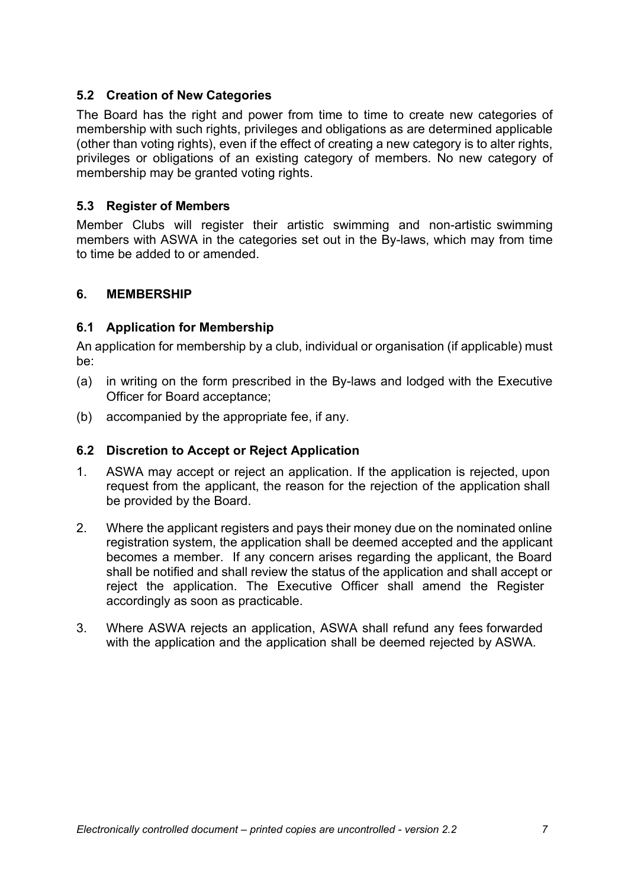### 5.2 Creation of New Categories

The Board has the right and power from time to time to create new categories of membership with such rights, privileges and obligations as are determined applicable (other than voting rights), even if the effect of creating a new category is to alter rights, privileges or obligations of an existing category of members. No new category of membership may be granted voting rights.

### 5.3 Register of Members

Member Clubs will register their artistic swimming and non-artistic swimming members with ASWA in the categories set out in the By-laws, which may from time to time be added to or amended.

## 6. MEMBERSHIP

### 6.1 Application for Membership

An application for membership by a club, individual or organisation (if applicable) must be:

(a) in writing on the form prescribed in the By-laws and lodged with the Executive Officer for Board acceptance;

(b) accompanied by the appropriate fee, if any.

### 6.2 Discretion to Accept or Reject Application

1. ASWA may accept or reject an application. If the application is rejected, upon request from the applicant, the reason for the rejection of the application shall be provided by the Board.

2. Where the applicant registers and pays their money due on the nominated online registration system, the application shall be deemed accepted and the applicant becomes a member. If any concern arises regarding the applicant, the Board shall be notified and shall review the status of the application and shall accept or reject the application. The Executive Officer shall amend the Register accordingly as soon as practicable.

3. Where ASWA rejects an application, ASWA shall refund any fees forwarded with the application and the application shall be deemed rejected by ASWA.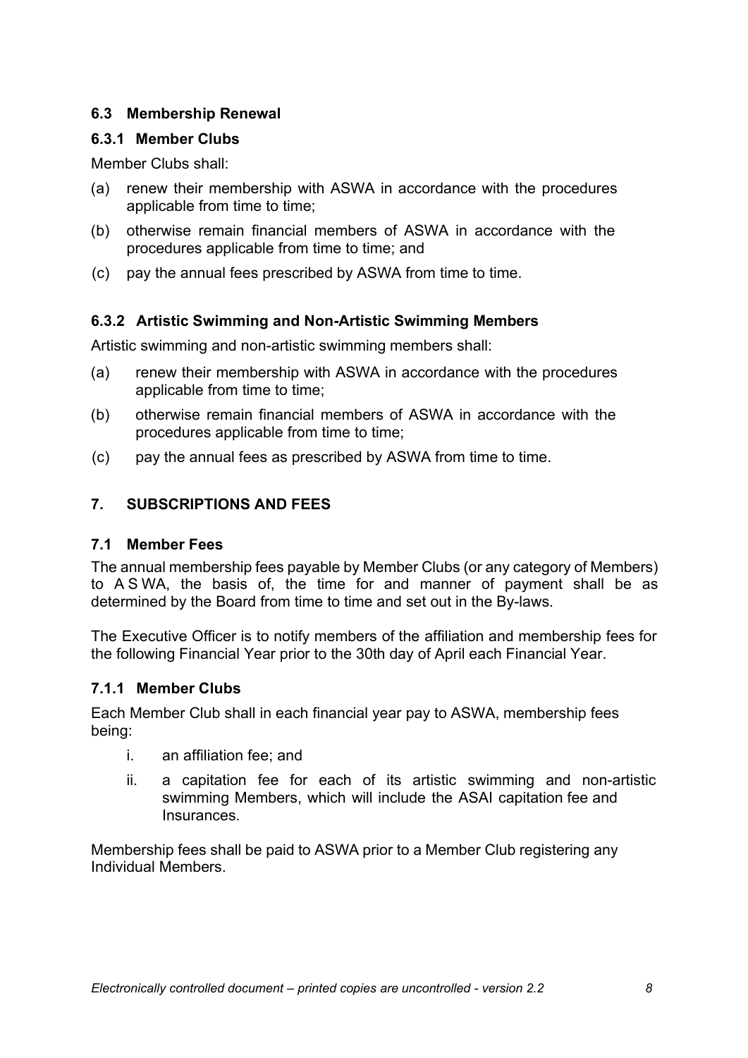### 6.3 Membership Renewal

#### 6.3.1 Member Clubs

Member Clubs shall:

(a) renew their membership with ASWA in accordance with the procedures applicable from time to time;

(b) otherwise remain financial members of ASWA in accordance with the procedures applicable from time to time; and

(c) pay the annual fees prescribed by ASWA from time to time.

#### 6.3.2 Artistic Swimming and Non-Artistic Swimming Members

Artistic swimming and non-artistic swimming members shall:

(a) renew their membership with ASWA in accordance with the procedures applicable from time to time;

(b) otherwise remain financial members of ASWA in accordance with the procedures applicable from time to time;

(c) pay the annual fees as prescribed by ASWA from time to time.

## 7. SUBSCRIPTIONS AND FEES

### 7.1 Member Fees

The annual membership fees payable by Member Clubs (or any category of Members) to A S WA, the basis of, the time for and manner of payment shall be as determined by the Board from time to time and set out in the By-laws.

The Executive Officer is to notify members of the affiliation and membership fees for the following Financial Year prior to the 30th day of April each Financial Year.

#### 7.1.1 Member Clubs

Each Member Club shall in each financial year pay to ASWA, membership fees being:

i. an affiliation fee; and

ii. a capitation fee for each of its artistic swimming and non-artistic swimming Members, which will include the ASAI capitation fee and Insurances.

Membership fees shall be paid to ASWA prior to a Member Club registering any Individual Members.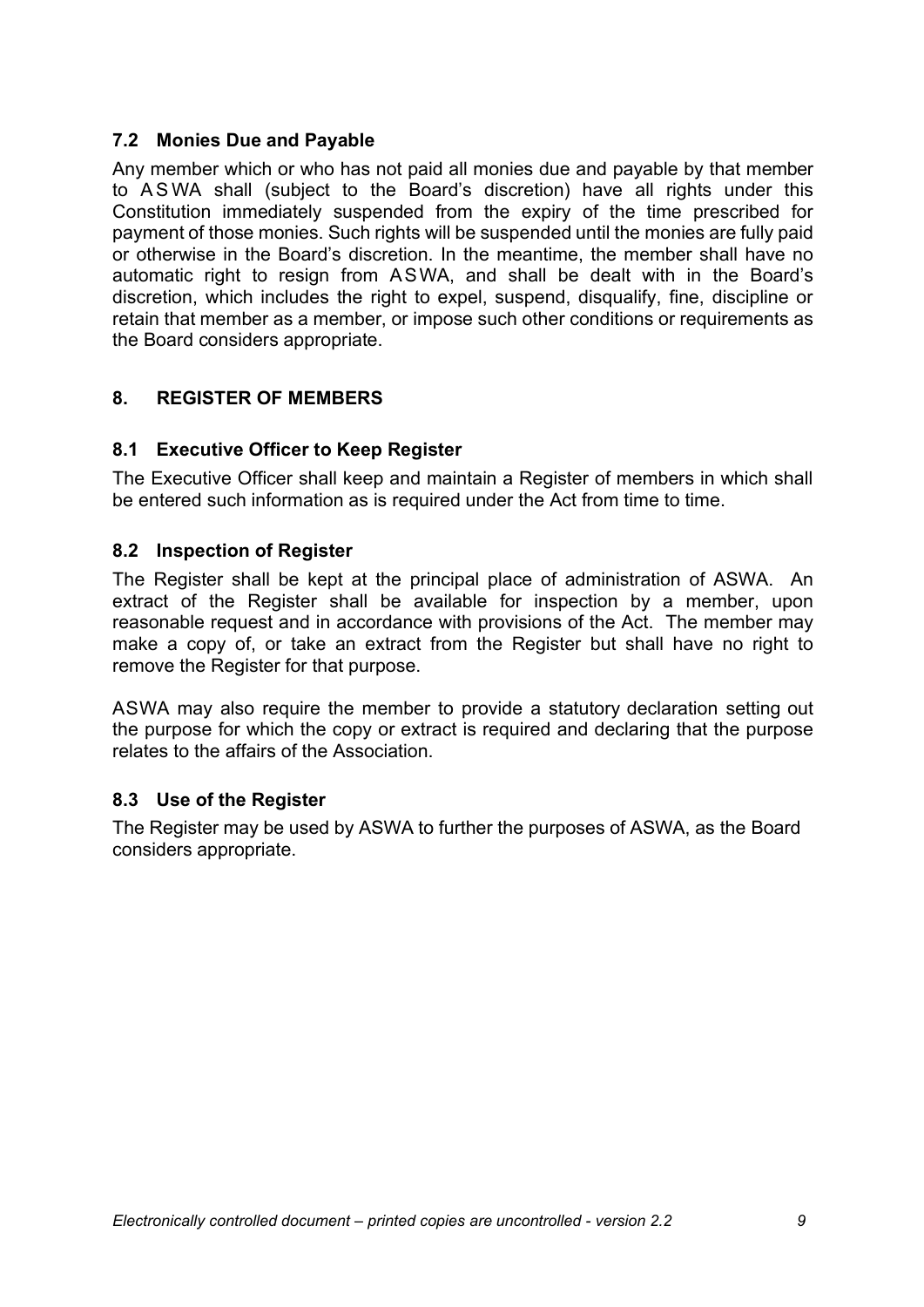### 7.2 Monies Due and Payable

Any member which or who has not paid all monies due and payable by that member to ASWA shall (subject to the Board's discretion) have all rights under this Constitution immediately suspended from the expiry of the time prescribed for payment of those monies. Such rights will be suspended until the monies are fully paid or otherwise in the Board's discretion. In the meantime, the member shall have no automatic right to resign from ASWA, and shall be dealt with in the Board's discretion, which includes the right to expel, suspend, disqualify, fine, discipline or retain that member as a member, or impose such other conditions or requirements as the Board considers appropriate.

## 8. REGISTER OF MEMBERS

### 8.1 Executive Officer to Keep Register

The Executive Officer shall keep and maintain a Register of members in which shall be entered such information as is required under the Act from time to time.

### 8.2 Inspection of Register

The Register shall be kept at the principal place of administration of ASWA. An extract of the Register shall be available for inspection by a member, upon reasonable request and in accordance with provisions of the Act. The member may make a copy of, or take an extract from the Register but shall have no right to remove the Register for that purpose.

ASWA may also require the member to provide a statutory declaration setting out the purpose for which the copy or extract is required and declaring that the purpose relates to the affairs of the Association.

### 8.3 Use of the Register

The Register may be used by ASWA to further the purposes of ASWA, as the Board considers appropriate.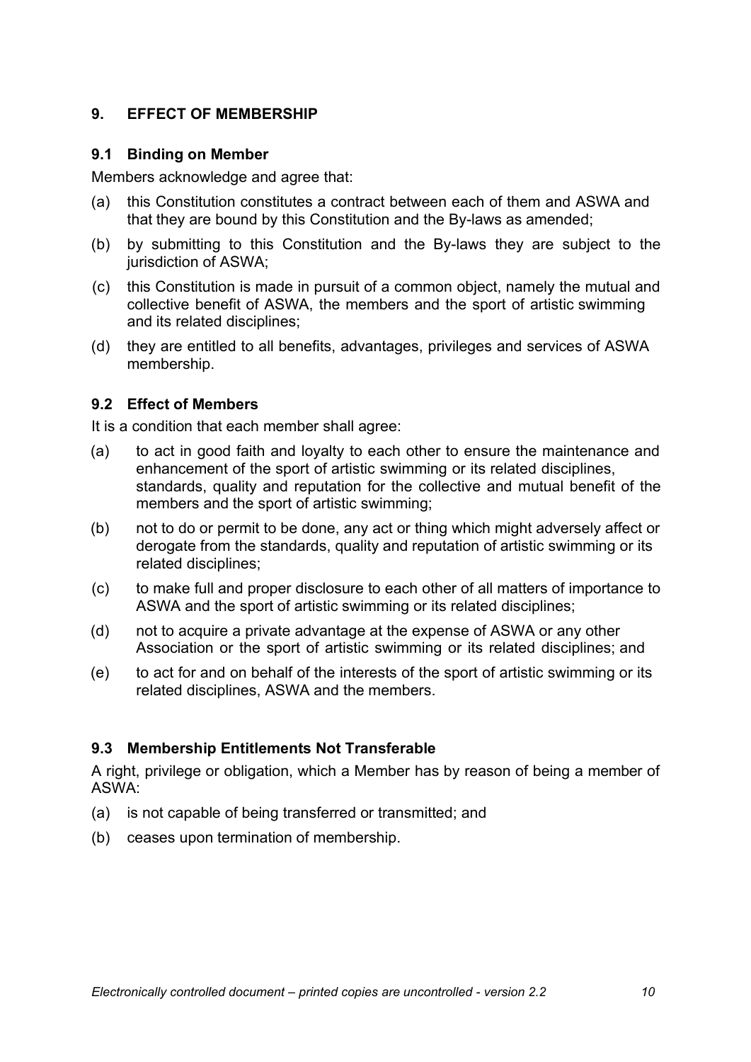## 9. EFFECT OF MEMBERSHIP

### 9.1 Binding on Member

Members acknowledge and agree that:

(a) this Constitution constitutes a contract between each of them and ASWA and that they are bound by this Constitution and the By-laws as amended;

(b) by submitting to this Constitution and the By-laws they are subject to the jurisdiction of ASWA;

(c) this Constitution is made in pursuit of a common object, namely the mutual and collective benefit of ASWA, the members and the sport of artistic swimming and its related disciplines;

(d) they are entitled to all benefits, advantages, privileges and services of ASWA membership.

### 9.2 Effect of Members

It is a condition that each member shall agree:

(a) to act in good faith and loyalty to each other to ensure the maintenance and enhancement of the sport of artistic swimming or its related disciplines, standards, quality and reputation for the collective and mutual benefit of the members and the sport of artistic swimming;

(b) not to do or permit to be done, any act or thing which might adversely affect or derogate from the standards, quality and reputation of artistic swimming or its related disciplines;

(c) to make full and proper disclosure to each other of all matters of importance to ASWA and the sport of artistic swimming or its related disciplines;

(d) not to acquire a private advantage at the expense of ASWA or any other Association or the sport of artistic swimming or its related disciplines; and

(e) to act for and on behalf of the interests of the sport of artistic swimming or its related disciplines, ASWA and the members.

### 9.3 Membership Entitlements Not Transferable

A right, privilege or obligation, which a Member has by reason of being a member of ASWA:

(a) is not capable of being transferred or transmitted; and

(b) ceases upon termination of membership.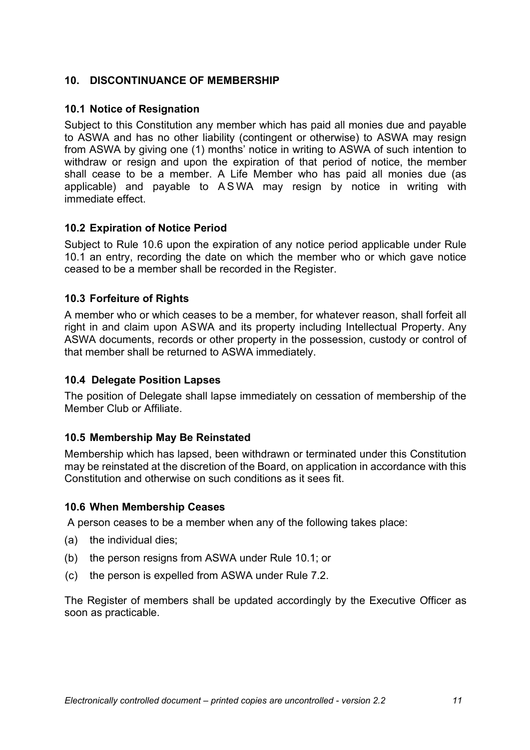## 10. DISCONTINUANCE OF MEMBERSHIP

### 10.1 Notice of Resignation

Subject to this Constitution any member which has paid all monies due and payable to ASWA and has no other liability (contingent or otherwise) to ASWA may resign from ASWA by giving one (1) months' notice in writing to ASWA of such intention to withdraw or resign and upon the expiration of that period of notice, the member shall cease to be a member. A Life Member who has paid all monies due (as applicable) and payable to ASWA may resign by notice in writing with immediate effect.

### 10.2 Expiration of Notice Period

Subject to Rule 10.6 upon the expiration of any notice period applicable under Rule 10.1 an entry, recording the date on which the member who or which gave notice ceased to be a member shall be recorded in the Register.

### 10.3 Forfeiture of Rights

A member who or which ceases to be a member, for whatever reason, shall forfeit all right in and claim upon ASWA and its property including Intellectual Property. Any ASWA documents, records or other property in the possession, custody or control of that member shall be returned to ASWA immediately.

### 10.4 Delegate Position Lapses

The position of Delegate shall lapse immediately on cessation of membership of the Member Club or Affiliate.

### 10.5 Membership May Be Reinstated

Membership which has lapsed, been withdrawn or terminated under this Constitution may be reinstated at the discretion of the Board, on application in accordance with this Constitution and otherwise on such conditions as it sees fit.

### 10.6 When Membership Ceases

A person ceases to be a member when any of the following takes place:

(a) the individual dies;

(b) the person resigns from ASWA under Rule 10.1; or

(c) the person is expelled from ASWA under Rule 7.2.

The Register of members shall be updated accordingly by the Executive Officer as soon as practicable.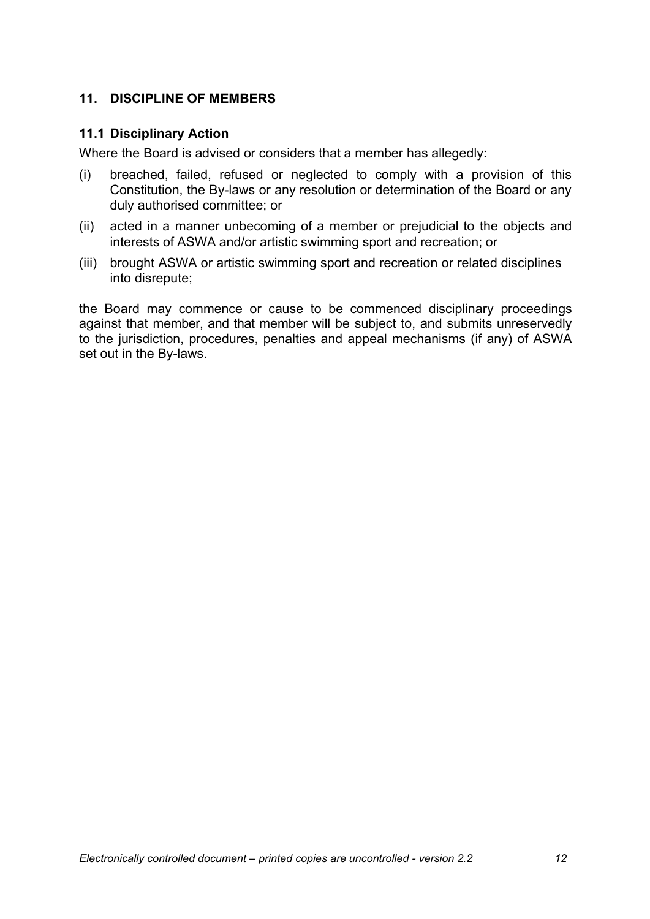## 11. DISCIPLINE OF MEMBERS

### 11.1 Disciplinary Action

Where the Board is advised or considers that a member has allegedly:

(i) breached, failed, refused or neglected to comply with a provision of this Constitution, the By-laws or any resolution or determination of the Board or any duly authorised committee; or

(ii) acted in a manner unbecoming of a member or prejudicial to the objects and interests of ASWA and/or artistic swimming sport and recreation; or

(iii) brought ASWA or artistic swimming sport and recreation or related disciplines into disrepute;

the Board may commence or cause to be commenced disciplinary proceedings against that member, and that member will be subject to, and submits unreservedly to the jurisdiction, procedures, penalties and appeal mechanisms (if any) of ASWA set out in the By-laws.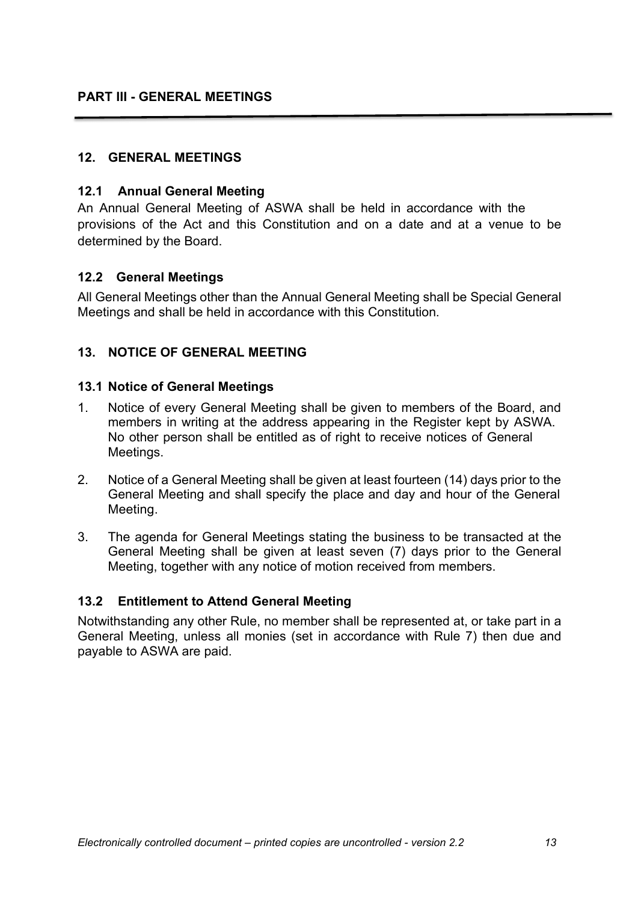## PART III - GENERAL MEETINGS

### 12. GENERAL MEETINGS

#### 12.1 Annual General Meeting

An Annual General Meeting of ASWA shall be held in accordance with the provisions of the Act and this Constitution and on a date and at a venue to be determined by the Board.

#### 12.2 General Meetings

All General Meetings other than the Annual General Meeting shall be Special General Meetings and shall be held in accordance with this Constitution.

### 13. NOTICE OF GENERAL MEETING

#### 13.1 Notice of General Meetings

1. Notice of every General Meeting shall be given to members of the Board, and members in writing at the address appearing in the Register kept by ASWA. No other person shall be entitled as of right to receive notices of General Meetings.
2. Notice of a General Meeting shall be given at least fourteen (14) days prior to the General Meeting and shall specify the place and day and hour of the General Meeting.
3. The agenda for General Meetings stating the business to be transacted at the General Meeting shall be given at least seven (7) days prior to the General Meeting, together with any notice of motion received from members.

#### 13.2 Entitlement to Attend General Meeting

Notwithstanding any other Rule, no member shall be represented at, or take part in a General Meeting, unless all monies (set in accordance with Rule 7) then due and payable to ASWA are paid.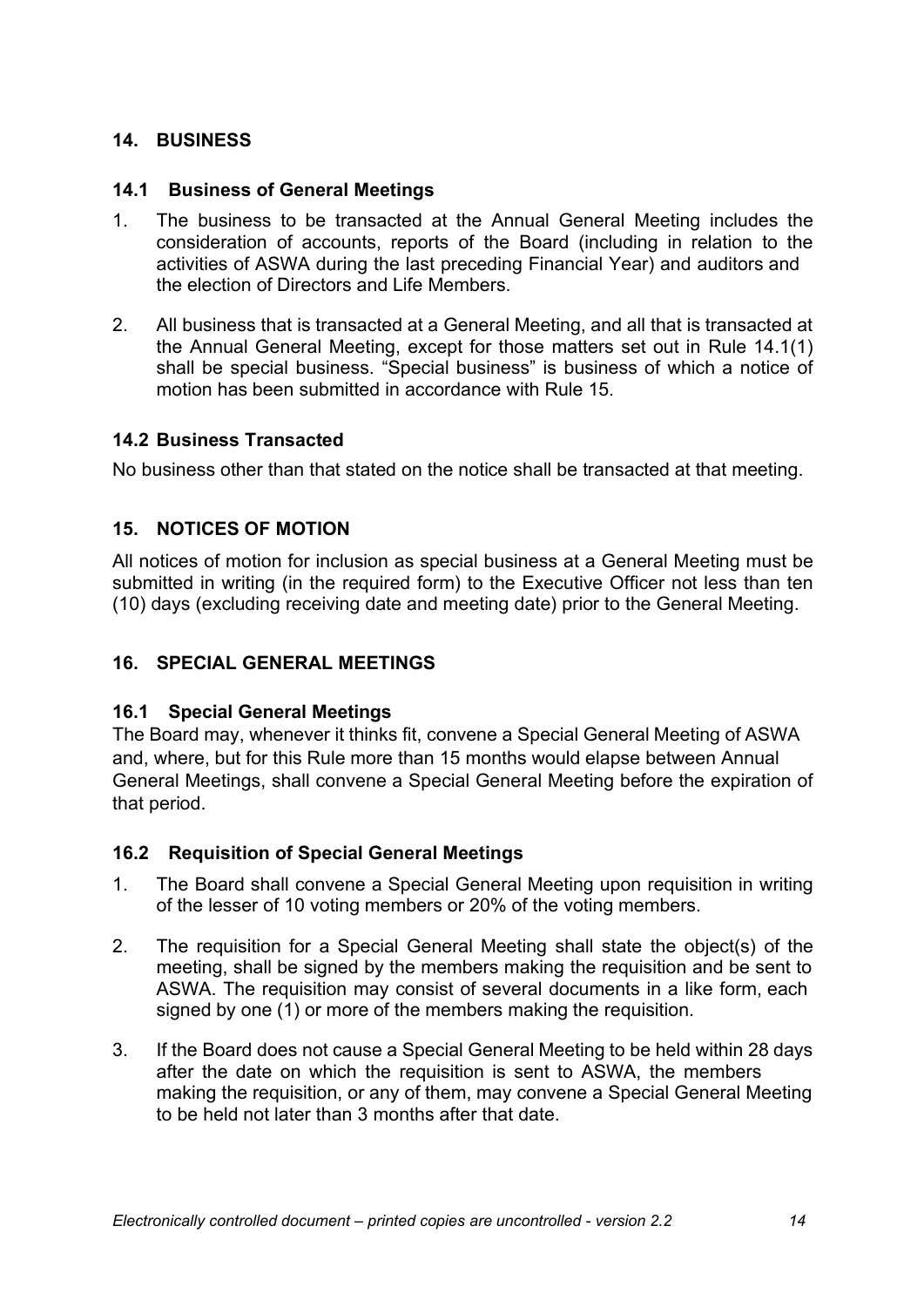## 14. BUSINESS

### 14.1 Business of General Meetings

1. The business to be transacted at the Annual General Meeting includes the consideration of accounts, reports of the Board (including in relation to the activities of ASWA during the last preceding Financial Year) and auditors and the election of Directors and Life Members.

2. All business that is transacted at a General Meeting, and all that is transacted at the Annual General Meeting, except for those matters set out in Rule 14.1(1) shall be special business. "Special business" is business of which a notice of motion has been submitted in accordance with Rule 15.

### 14.2 Business Transacted

No business other than that stated on the notice shall be transacted at that meeting.

## 15. NOTICES OF MOTION

All notices of motion for inclusion as special business at a General Meeting must be submitted in writing (in the required form) to the Executive Officer not less than ten (10) days (excluding receiving date and meeting date) prior to the General Meeting.

## 16. SPECIAL GENERAL MEETINGS

### 16.1 Special General Meetings

The Board may, whenever it thinks fit, convene a Special General Meeting of ASWA and, where, but for this Rule more than 15 months would elapse between Annual General Meetings, shall convene a Special General Meeting before the expiration of that period.

### 16.2 Requisition of Special General Meetings

1. The Board shall convene a Special General Meeting upon requisition in writing of the lesser of 10 voting members or 20% of the voting members.

2. The requisition for a Special General Meeting shall state the object(s) of the meeting, shall be signed by the members making the requisition and be sent to ASWA. The requisition may consist of several documents in a like form, each signed by one (1) or more of the members making the requisition.

3. If the Board does not cause a Special General Meeting to be held within 28 days after the date on which the requisition is sent to ASWA, the members making the requisition, or any of them, may convene a Special General Meeting to be held not later than 3 months after that date.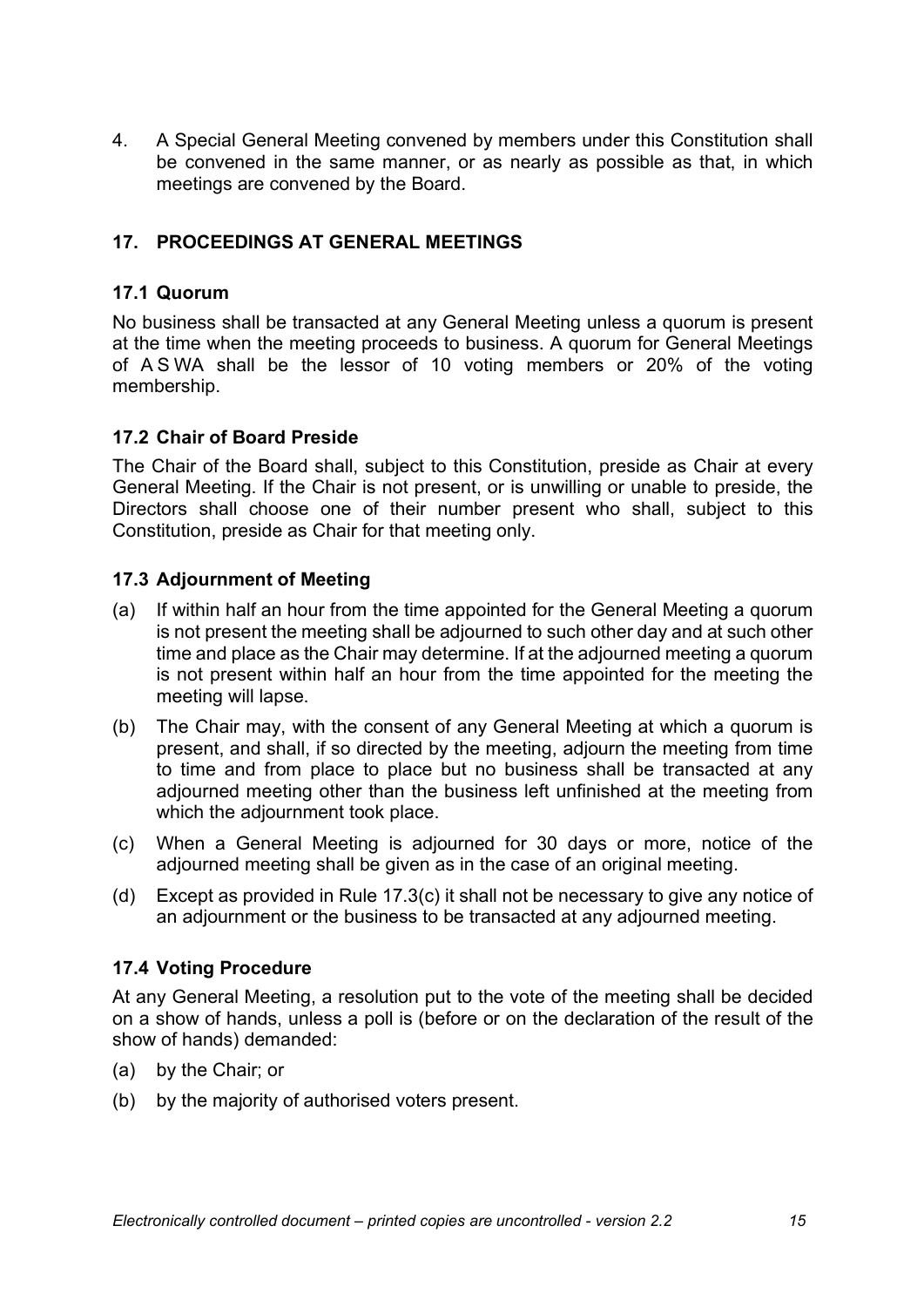4. A Special General Meeting convened by members under this Constitution shall be convened in the same manner, or as nearly as possible as that, in which meetings are convened by the Board.

## 17. PROCEEDINGS AT GENERAL MEETINGS

### 17.1 Quorum

No business shall be transacted at any General Meeting unless a quorum is present at the time when the meeting proceeds to business. A quorum for General Meetings of A S WA shall be the lessor of 10 voting members or 20% of the voting membership.

### 17.2 Chair of Board Preside

The Chair of the Board shall, subject to this Constitution, preside as Chair at every General Meeting. If the Chair is not present, or is unwilling or unable to preside, the Directors shall choose one of their number present who shall, subject to this Constitution, preside as Chair for that meeting only.

### 17.3 Adjournment of Meeting

(a) If within half an hour from the time appointed for the General Meeting a quorum is not present the meeting shall be adjourned to such other day and at such other time and place as the Chair may determine. If at the adjourned meeting a quorum is not present within half an hour from the time appointed for the meeting the meeting will lapse.

(b) The Chair may, with the consent of any General Meeting at which a quorum is present, and shall, if so directed by the meeting, adjourn the meeting from time to time and from place to place but no business shall be transacted at any adjourned meeting other than the business left unfinished at the meeting from which the adjournment took place.

(c) When a General Meeting is adjourned for 30 days or more, notice of the adjourned meeting shall be given as in the case of an original meeting.

(d) Except as provided in Rule 17.3(c) it shall not be necessary to give any notice of an adjournment or the business to be transacted at any adjourned meeting.

### 17.4 Voting Procedure

At any General Meeting, a resolution put to the vote of the meeting shall be decided on a show of hands, unless a poll is (before or on the declaration of the result of the show of hands) demanded:

(a) by the Chair; or

(b) by the majority of authorised voters present.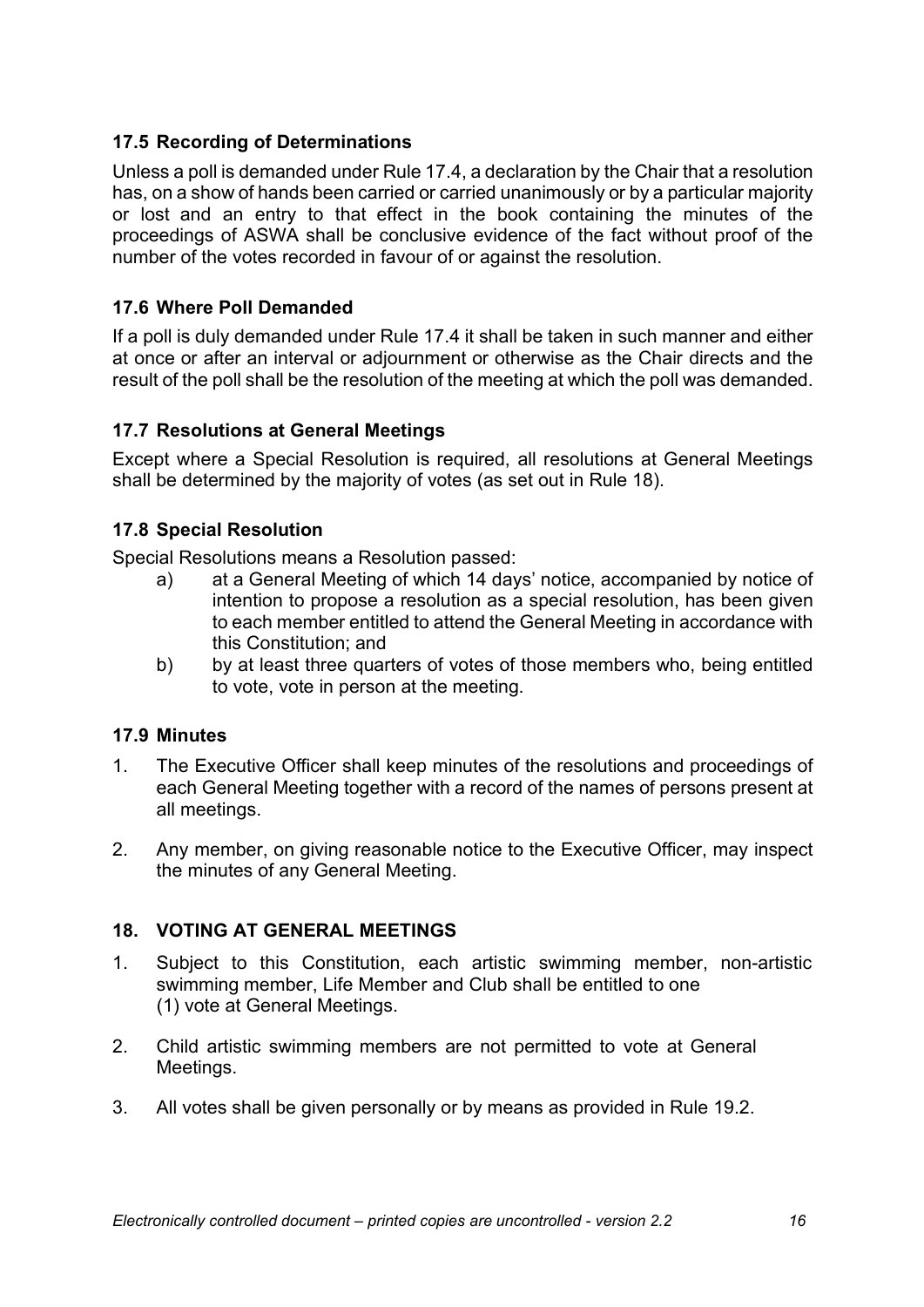### 17.5 Recording of Determinations

Unless a poll is demanded under Rule 17.4, a declaration by the Chair that a resolution has, on a show of hands been carried or carried unanimously or by a particular majority or lost and an entry to that effect in the book containing the minutes of the proceedings of ASWA shall be conclusive evidence of the fact without proof of the number of the votes recorded in favour of or against the resolution.

### 17.6 Where Poll Demanded

If a poll is duly demanded under Rule 17.4 it shall be taken in such manner and either at once or after an interval or adjournment or otherwise as the Chair directs and the result of the poll shall be the resolution of the meeting at which the poll was demanded.

### 17.7 Resolutions at General Meetings

Except where a Special Resolution is required, all resolutions at General Meetings shall be determined by the majority of votes (as set out in Rule 18).

### 17.8 Special Resolution

Special Resolutions means a Resolution passed:

a) at a General Meeting of which 14 days' notice, accompanied by notice of intention to propose a resolution as a special resolution, has been given to each member entitled to attend the General Meeting in accordance with this Constitution; and

b) by at least three quarters of votes of those members who, being entitled to vote, vote in person at the meeting.

### 17.9 Minutes

1. The Executive Officer shall keep minutes of the resolutions and proceedings of each General Meeting together with a record of the names of persons present at all meetings.

2. Any member, on giving reasonable notice to the Executive Officer, may inspect the minutes of any General Meeting.

## 18. VOTING AT GENERAL MEETINGS

1. Subject to this Constitution, each artistic swimming member, non-artistic swimming member, Life Member and Club shall be entitled to one (1) vote at General Meetings.

2. Child artistic swimming members are not permitted to vote at General Meetings.

3. All votes shall be given personally or by means as provided in Rule 19.2.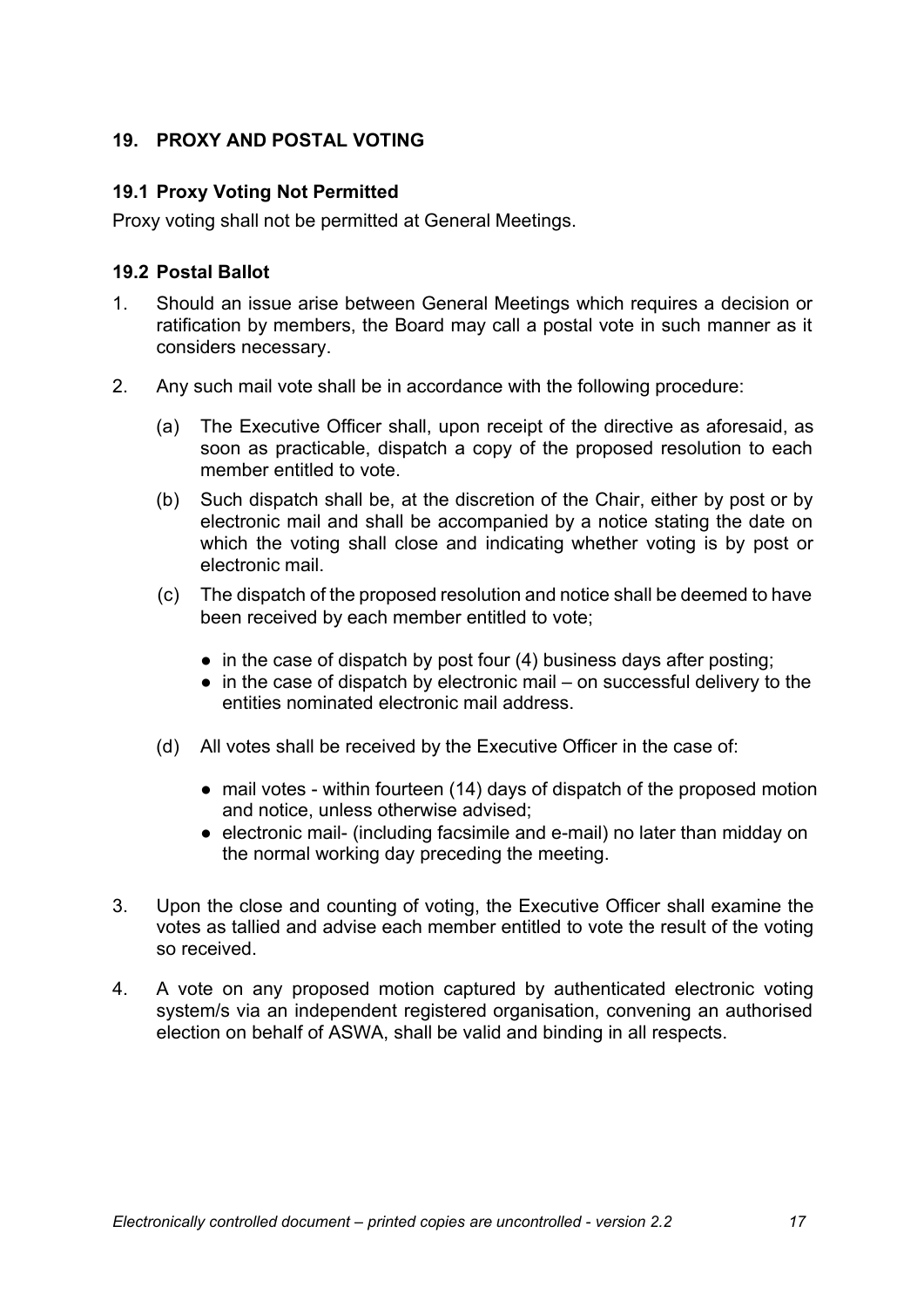## 19. PROXY AND POSTAL VOTING

### 19.1 Proxy Voting Not Permitted

Proxy voting shall not be permitted at General Meetings.

### 19.2 Postal Ballot

1. Should an issue arise between General Meetings which requires a decision or ratification by members, the Board may call a postal vote in such manner as it considers necessary.

2. Any such mail vote shall be in accordance with the following procedure:

   (a) The Executive Officer shall, upon receipt of the directive as aforesaid, as soon as practicable, dispatch a copy of the proposed resolution to each member entitled to vote.

   (b) Such dispatch shall be, at the discretion of the Chair, either by post or by electronic mail and shall be accompanied by a notice stating the date on which the voting shall close and indicating whether voting is by post or electronic mail.

   (c) The dispatch of the proposed resolution and notice shall be deemed to have been received by each member entitled to vote;

   - in the case of dispatch by post four (4) business days after posting;
   - in the case of dispatch by electronic mail – on successful delivery to the entities nominated electronic mail address.

   (d) All votes shall be received by the Executive Officer in the case of:

   - mail votes - within fourteen (14) days of dispatch of the proposed motion and notice, unless otherwise advised;
   - electronic mail- (including facsimile and e-mail) no later than midday on the normal working day preceding the meeting.

3. Upon the close and counting of voting, the Executive Officer shall examine the votes as tallied and advise each member entitled to vote the result of the voting so received.

4. A vote on any proposed motion captured by authenticated electronic voting system/s via an independent registered organisation, convening an authorised election on behalf of ASWA, shall be valid and binding in all respects.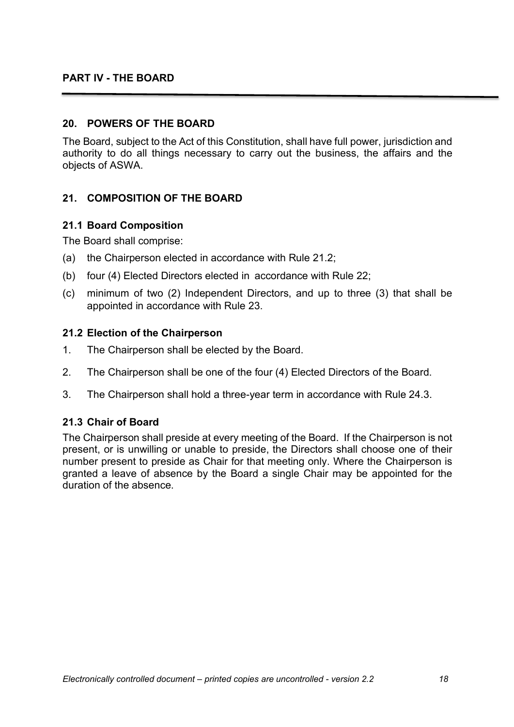## PART IV - THE BOARD

### 20. POWERS OF THE BOARD

The Board, subject to the Act of this Constitution, shall have full power, jurisdiction and authority to do all things necessary to carry out the business, the affairs and the objects of ASWA.

### 21. COMPOSITION OF THE BOARD

#### 21.1 Board Composition

The Board shall comprise:

(a) the Chairperson elected in accordance with Rule 21.2;

(b) four (4) Elected Directors elected in accordance with Rule 22;

(c) minimum of two (2) Independent Directors, and up to three (3) that shall be appointed in accordance with Rule 23.

#### 21.2 Election of the Chairperson

1. The Chairperson shall be elected by the Board.

2. The Chairperson shall be one of the four (4) Elected Directors of the Board.

3. The Chairperson shall hold a three-year term in accordance with Rule 24.3.

#### 21.3 Chair of Board

The Chairperson shall preside at every meeting of the Board. If the Chairperson is not present, or is unwilling or unable to preside, the Directors shall choose one of their number present to preside as Chair for that meeting only. Where the Chairperson is granted a leave of absence by the Board a single Chair may be appointed for the duration of the absence.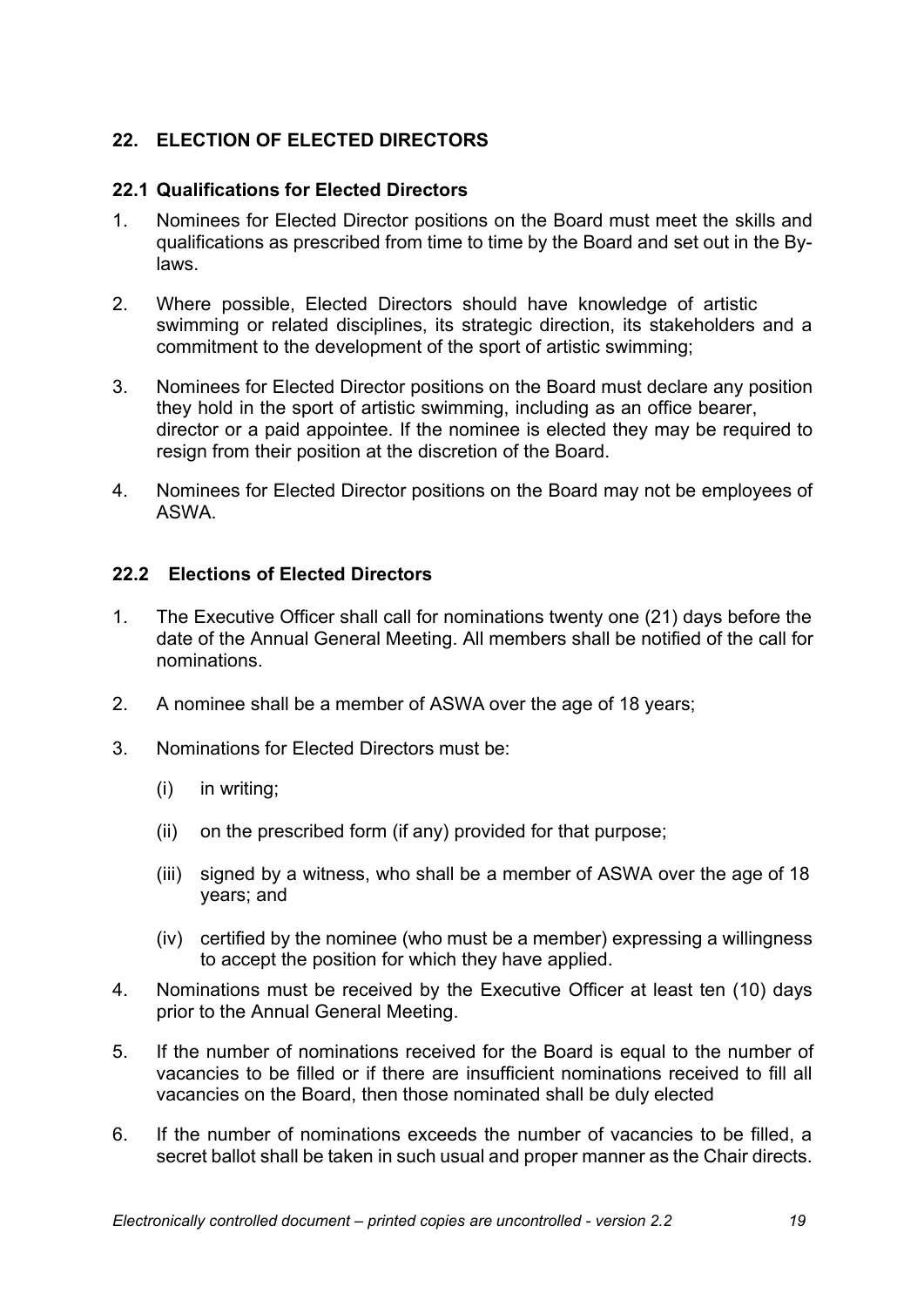## 22. ELECTION OF ELECTED DIRECTORS

### 22.1 Qualifications for Elected Directors

1. Nominees for Elected Director positions on the Board must meet the skills and qualifications as prescribed from time to time by the Board and set out in the By-laws.

2. Where possible, Elected Directors should have knowledge of artistic swimming or related disciplines, its strategic direction, its stakeholders and a commitment to the development of the sport of artistic swimming;

3. Nominees for Elected Director positions on the Board must declare any position they hold in the sport of artistic swimming, including as an office bearer, director or a paid appointee. If the nominee is elected they may be required to resign from their position at the discretion of the Board.

4. Nominees for Elected Director positions on the Board may not be employees of ASWA.

### 22.2 Elections of Elected Directors

1. The Executive Officer shall call for nominations twenty one (21) days before the date of the Annual General Meeting. All members shall be notified of the call for nominations.

2. A nominee shall be a member of ASWA over the age of 18 years;

3. Nominations for Elected Directors must be:

   (i) in writing;

   (ii) on the prescribed form (if any) provided for that purpose;

   (iii) signed by a witness, who shall be a member of ASWA over the age of 18 years; and

   (iv) certified by the nominee (who must be a member) expressing a willingness to accept the position for which they have applied.

4. Nominations must be received by the Executive Officer at least ten (10) days prior to the Annual General Meeting.

5. If the number of nominations received for the Board is equal to the number of vacancies to be filled or if there are insufficient nominations received to fill all vacancies on the Board, then those nominated shall be duly elected

6. If the number of nominations exceeds the number of vacancies to be filled, a secret ballot shall be taken in such usual and proper manner as the Chair directs.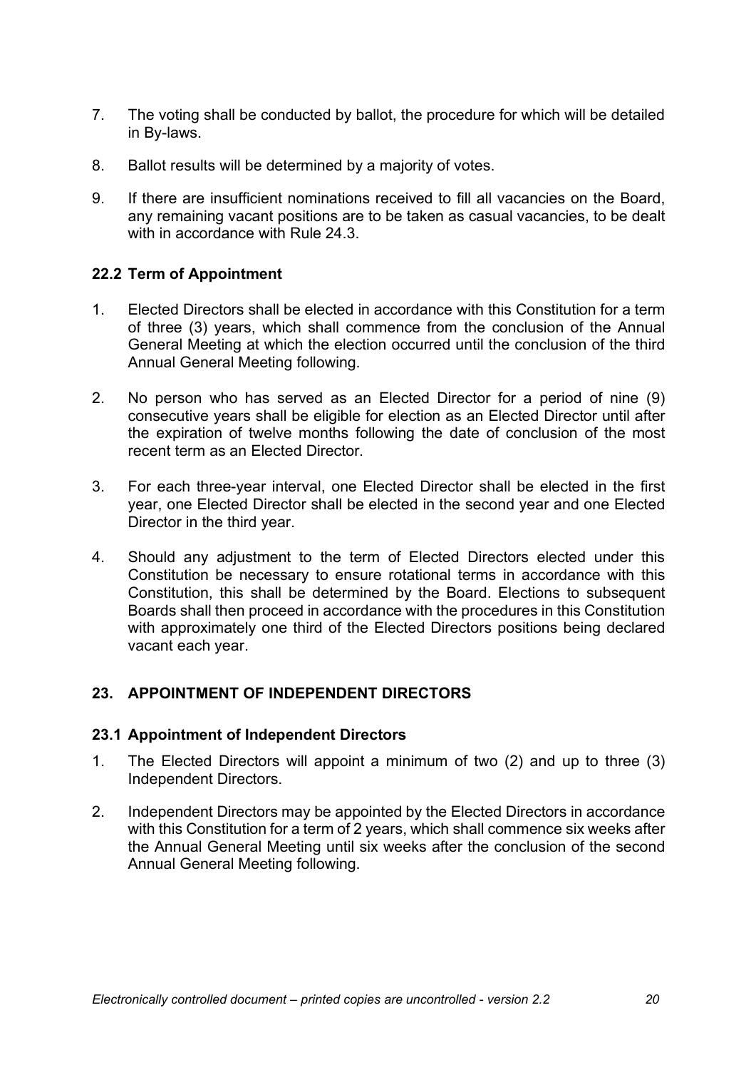7. The voting shall be conducted by ballot, the procedure for which will be detailed in By-laws.

8. Ballot results will be determined by a majority of votes.

9. If there are insufficient nominations received to fill all vacancies on the Board, any remaining vacant positions are to be taken as casual vacancies, to be dealt with in accordance with Rule 24.3.

### 22.2 Term of Appointment

1. Elected Directors shall be elected in accordance with this Constitution for a term of three (3) years, which shall commence from the conclusion of the Annual General Meeting at which the election occurred until the conclusion of the third Annual General Meeting following.

2. No person who has served as an Elected Director for a period of nine (9) consecutive years shall be eligible for election as an Elected Director until after the expiration of twelve months following the date of conclusion of the most recent term as an Elected Director.

3. For each three-year interval, one Elected Director shall be elected in the first year, one Elected Director shall be elected in the second year and one Elected Director in the third year.

4. Should any adjustment to the term of Elected Directors elected under this Constitution be necessary to ensure rotational terms in accordance with this Constitution, this shall be determined by the Board. Elections to subsequent Boards shall then proceed in accordance with the procedures in this Constitution with approximately one third of the Elected Directors positions being declared vacant each year.

## 23. APPOINTMENT OF INDEPENDENT DIRECTORS

### 23.1 Appointment of Independent Directors

1. The Elected Directors will appoint a minimum of two (2) and up to three (3) Independent Directors.

2. Independent Directors may be appointed by the Elected Directors in accordance with this Constitution for a term of 2 years, which shall commence six weeks after the Annual General Meeting until six weeks after the conclusion of the second Annual General Meeting following.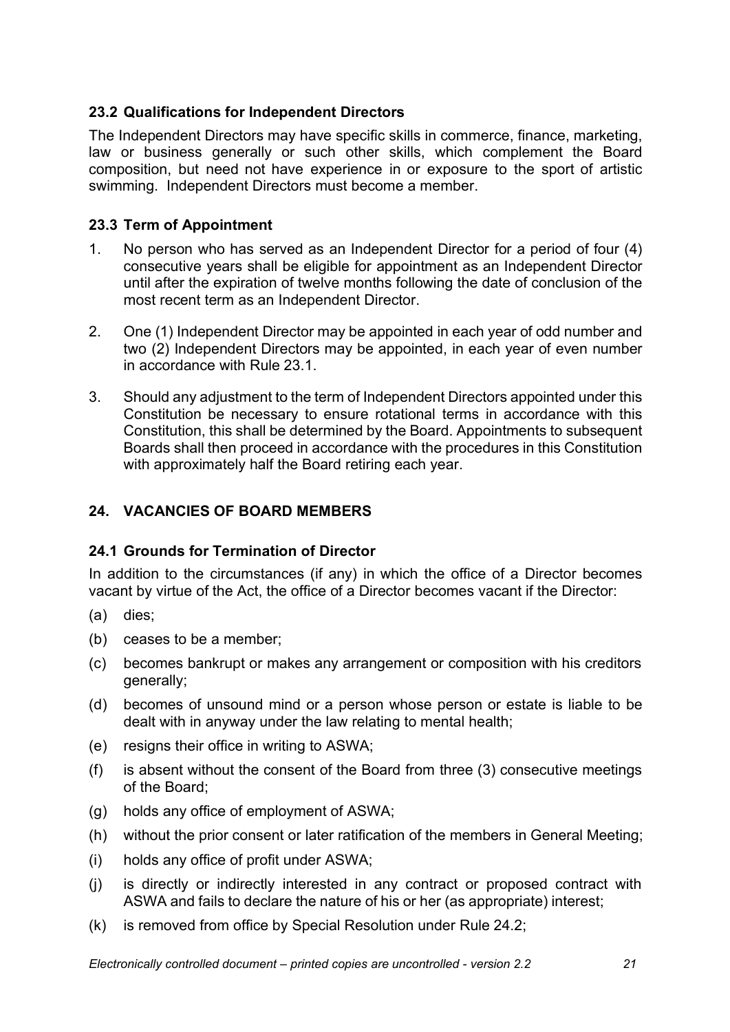### 23.2 Qualifications for Independent Directors

The Independent Directors may have specific skills in commerce, finance, marketing, law or business generally or such other skills, which complement the Board composition, but need not have experience in or exposure to the sport of artistic swimming. Independent Directors must become a member.

### 23.3 Term of Appointment

1. No person who has served as an Independent Director for a period of four (4) consecutive years shall be eligible for appointment as an Independent Director until after the expiration of twelve months following the date of conclusion of the most recent term as an Independent Director.

2. One (1) Independent Director may be appointed in each year of odd number and two (2) Independent Directors may be appointed, in each year of even number in accordance with Rule 23.1.

3. Should any adjustment to the term of Independent Directors appointed under this Constitution be necessary to ensure rotational terms in accordance with this Constitution, this shall be determined by the Board. Appointments to subsequent Boards shall then proceed in accordance with the procedures in this Constitution with approximately half the Board retiring each year.

## 24. VACANCIES OF BOARD MEMBERS

### 24.1 Grounds for Termination of Director

In addition to the circumstances (if any) in which the office of a Director becomes vacant by virtue of the Act, the office of a Director becomes vacant if the Director:

(a) dies;

(b) ceases to be a member;

(c) becomes bankrupt or makes any arrangement or composition with his creditors generally;

(d) becomes of unsound mind or a person whose person or estate is liable to be dealt with in anyway under the law relating to mental health;

(e) resigns their office in writing to ASWA;

(f) is absent without the consent of the Board from three (3) consecutive meetings of the Board;

(g) holds any office of employment of ASWA;

(h) without the prior consent or later ratification of the members in General Meeting;

(i) holds any office of profit under ASWA;

(j) is directly or indirectly interested in any contract or proposed contract with ASWA and fails to declare the nature of his or her (as appropriate) interest;

(k) is removed from office by Special Resolution under Rule 24.2;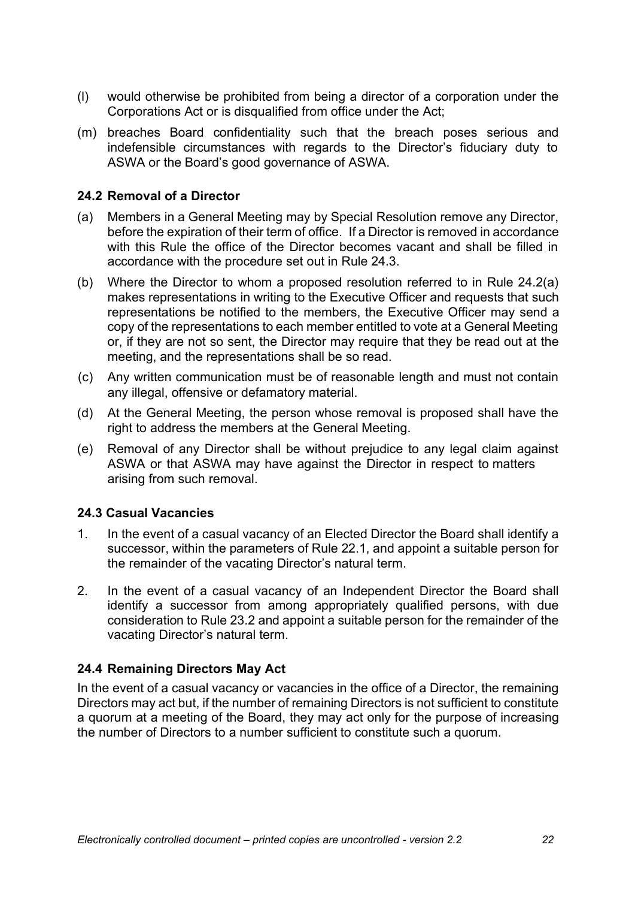(l) would otherwise be prohibited from being a director of a corporation under the Corporations Act or is disqualified from office under the Act;

(m) breaches Board confidentiality such that the breach poses serious and indefensible circumstances with regards to the Director's fiduciary duty to ASWA or the Board's good governance of ASWA.

### 24.2 Removal of a Director

(a) Members in a General Meeting may by Special Resolution remove any Director, before the expiration of their term of office. If a Director is removed in accordance with this Rule the office of the Director becomes vacant and shall be filled in accordance with the procedure set out in Rule 24.3.

(b) Where the Director to whom a proposed resolution referred to in Rule 24.2(a) makes representations in writing to the Executive Officer and requests that such representations be notified to the members, the Executive Officer may send a copy of the representations to each member entitled to vote at a General Meeting or, if they are not so sent, the Director may require that they be read out at the meeting, and the representations shall be so read.

(c) Any written communication must be of reasonable length and must not contain any illegal, offensive or defamatory material.

(d) At the General Meeting, the person whose removal is proposed shall have the right to address the members at the General Meeting.

(e) Removal of any Director shall be without prejudice to any legal claim against ASWA or that ASWA may have against the Director in respect to matters arising from such removal.

### 24.3 Casual Vacancies

1. In the event of a casual vacancy of an Elected Director the Board shall identify a successor, within the parameters of Rule 22.1, and appoint a suitable person for the remainder of the vacating Director's natural term.

2. In the event of a casual vacancy of an Independent Director the Board shall identify a successor from among appropriately qualified persons, with due consideration to Rule 23.2 and appoint a suitable person for the remainder of the vacating Director's natural term.

### 24.4 Remaining Directors May Act

In the event of a casual vacancy or vacancies in the office of a Director, the remaining Directors may act but, if the number of remaining Directors is not sufficient to constitute a quorum at a meeting of the Board, they may act only for the purpose of increasing the number of Directors to a number sufficient to constitute such a quorum.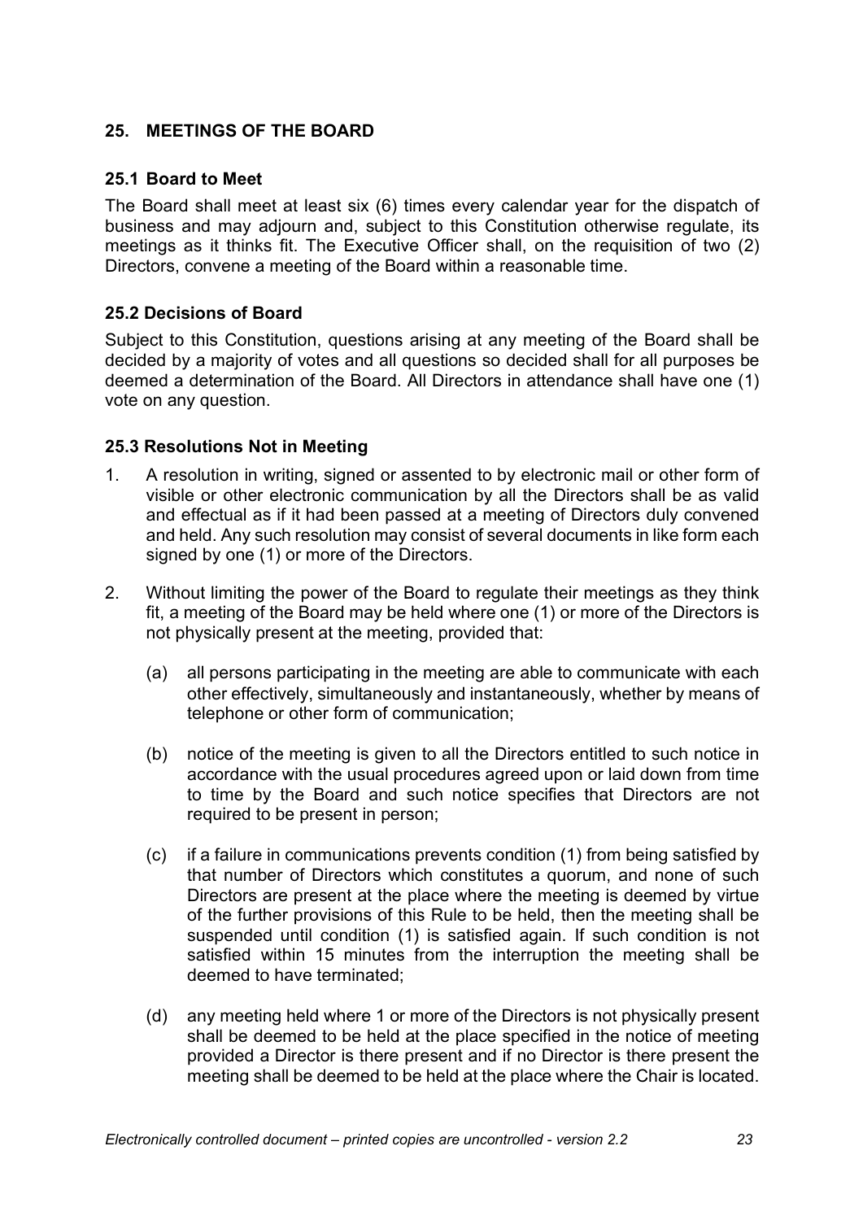## 25. MEETINGS OF THE BOARD

### 25.1 Board to Meet

The Board shall meet at least six (6) times every calendar year for the dispatch of business and may adjourn and, subject to this Constitution otherwise regulate, its meetings as it thinks fit. The Executive Officer shall, on the requisition of two (2) Directors, convene a meeting of the Board within a reasonable time.

### 25.2 Decisions of Board

Subject to this Constitution, questions arising at any meeting of the Board shall be decided by a majority of votes and all questions so decided shall for all purposes be deemed a determination of the Board. All Directors in attendance shall have one (1) vote on any question.

### 25.3 Resolutions Not in Meeting

1. A resolution in writing, signed or assented to by electronic mail or other form of visible or other electronic communication by all the Directors shall be as valid and effectual as if it had been passed at a meeting of Directors duly convened and held. Any such resolution may consist of several documents in like form each signed by one (1) or more of the Directors.

2. Without limiting the power of the Board to regulate their meetings as they think fit, a meeting of the Board may be held where one (1) or more of the Directors is not physically present at the meeting, provided that:

   (a) all persons participating in the meeting are able to communicate with each other effectively, simultaneously and instantaneously, whether by means of telephone or other form of communication;

   (b) notice of the meeting is given to all the Directors entitled to such notice in accordance with the usual procedures agreed upon or laid down from time to time by the Board and such notice specifies that Directors are not required to be present in person;

   (c) if a failure in communications prevents condition (1) from being satisfied by that number of Directors which constitutes a quorum, and none of such Directors are present at the place where the meeting is deemed by virtue of the further provisions of this Rule to be held, then the meeting shall be suspended until condition (1) is satisfied again. If such condition is not satisfied within 15 minutes from the interruption the meeting shall be deemed to have terminated;

   (d) any meeting held where 1 or more of the Directors is not physically present shall be deemed to be held at the place specified in the notice of meeting provided a Director is there present and if no Director is there present the meeting shall be deemed to be held at the place where the Chair is located.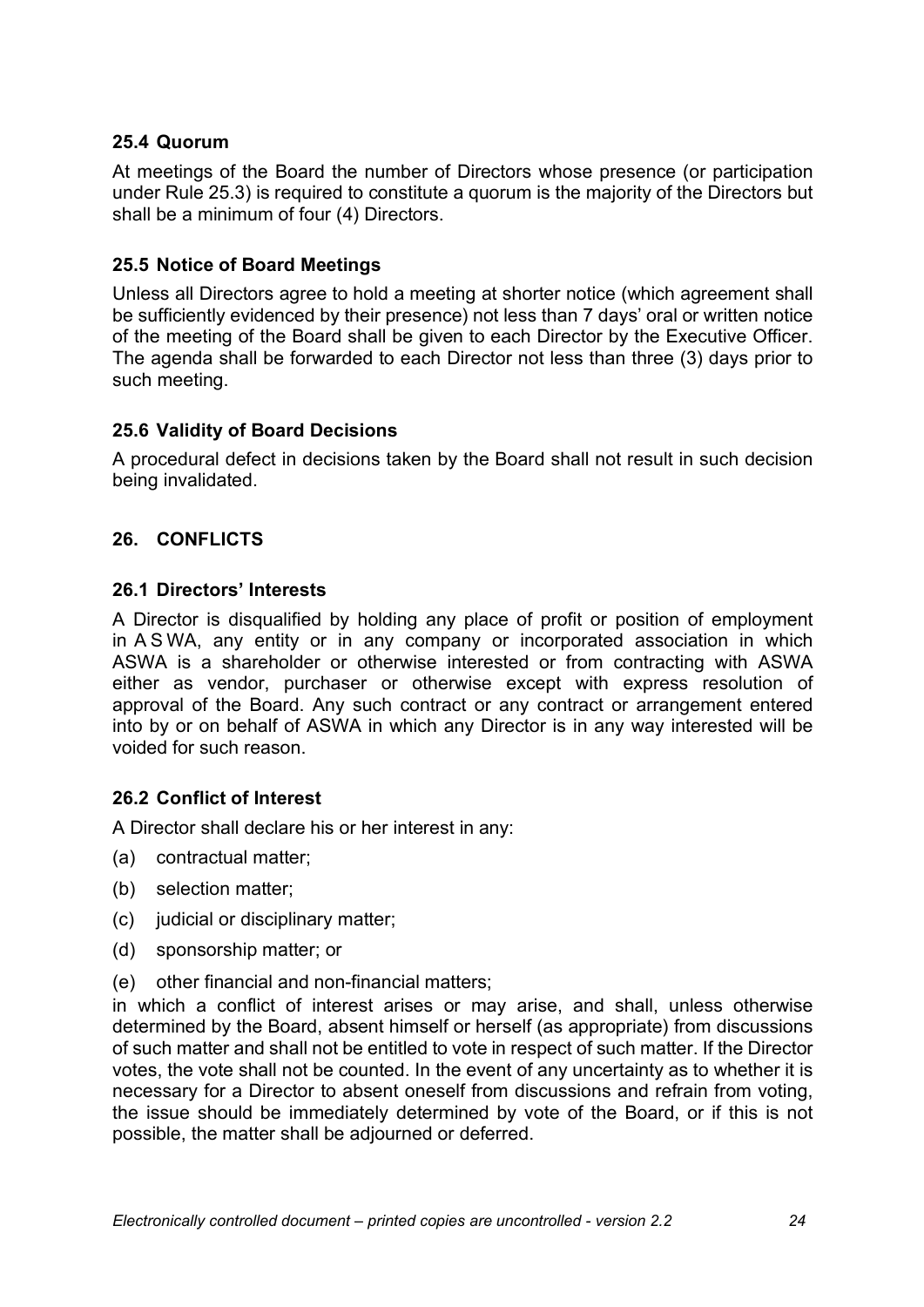### 25.4 Quorum

At meetings of the Board the number of Directors whose presence (or participation under Rule 25.3) is required to constitute a quorum is the majority of the Directors but shall be a minimum of four (4) Directors.

### 25.5 Notice of Board Meetings

Unless all Directors agree to hold a meeting at shorter notice (which agreement shall be sufficiently evidenced by their presence) not less than 7 days' oral or written notice of the meeting of the Board shall be given to each Director by the Executive Officer. The agenda shall be forwarded to each Director not less than three (3) days prior to such meeting.

### 25.6 Validity of Board Decisions

A procedural defect in decisions taken by the Board shall not result in such decision being invalidated.

## 26. CONFLICTS

### 26.1 Directors' Interests

A Director is disqualified by holding any place of profit or position of employment in A S WA, any entity or in any company or incorporated association in which ASWA is a shareholder or otherwise interested or from contracting with ASWA either as vendor, purchaser or otherwise except with express resolution of approval of the Board. Any such contract or any contract or arrangement entered into by or on behalf of ASWA in which any Director is in any way interested will be voided for such reason.

### 26.2 Conflict of Interest

A Director shall declare his or her interest in any:

(a) contractual matter;

(b) selection matter;

(c) judicial or disciplinary matter;

(d) sponsorship matter; or

(e) other financial and non-financial matters;

in which a conflict of interest arises or may arise, and shall, unless otherwise determined by the Board, absent himself or herself (as appropriate) from discussions of such matter and shall not be entitled to vote in respect of such matter. If the Director votes, the vote shall not be counted. In the event of any uncertainty as to whether it is necessary for a Director to absent oneself from discussions and refrain from voting, the issue should be immediately determined by vote of the Board, or if this is not possible, the matter shall be adjourned or deferred.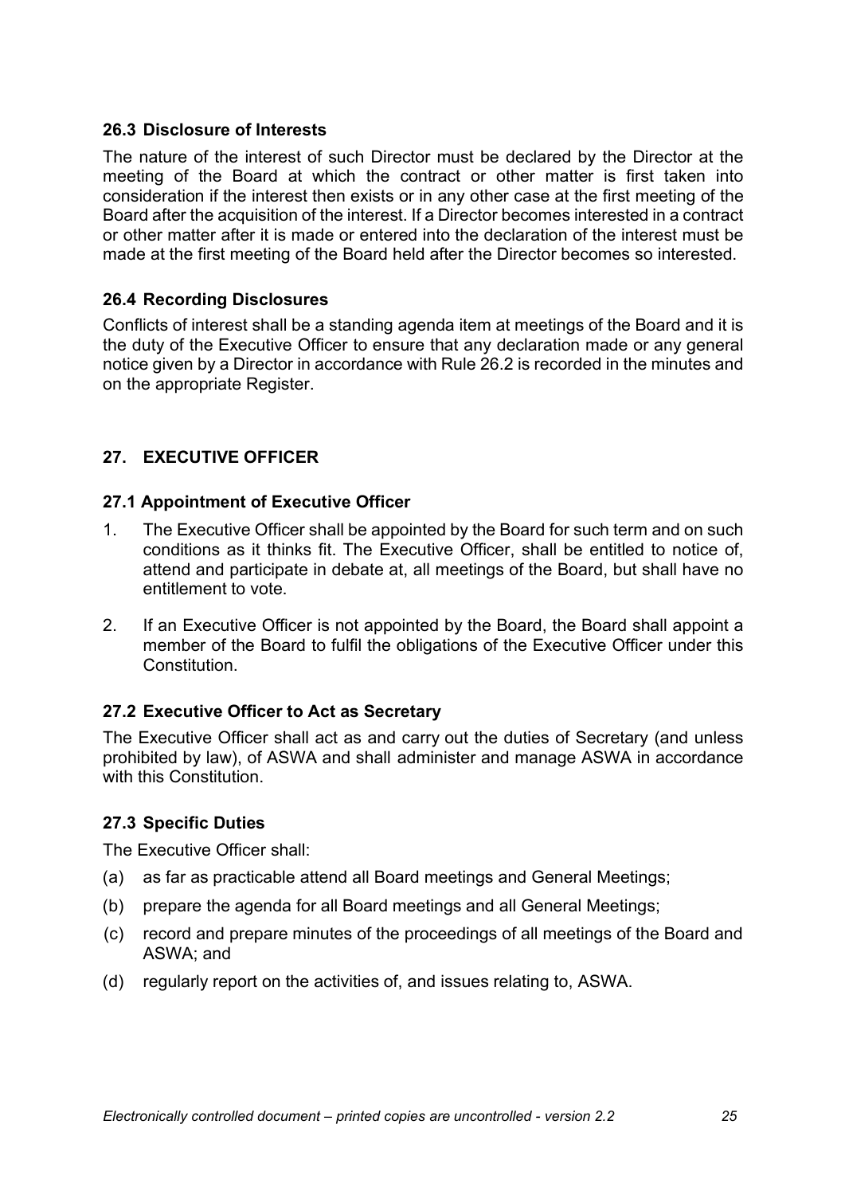### 26.3 Disclosure of Interests

The nature of the interest of such Director must be declared by the Director at the meeting of the Board at which the contract or other matter is first taken into consideration if the interest then exists or in any other case at the first meeting of the Board after the acquisition of the interest. If a Director becomes interested in a contract or other matter after it is made or entered into the declaration of the interest must be made at the first meeting of the Board held after the Director becomes so interested.

### 26.4 Recording Disclosures

Conflicts of interest shall be a standing agenda item at meetings of the Board and it is the duty of the Executive Officer to ensure that any declaration made or any general notice given by a Director in accordance with Rule 26.2 is recorded in the minutes and on the appropriate Register.

## 27. EXECUTIVE OFFICER

### 27.1 Appointment of Executive Officer

1. The Executive Officer shall be appointed by the Board for such term and on such conditions as it thinks fit. The Executive Officer, shall be entitled to notice of, attend and participate in debate at, all meetings of the Board, but shall have no entitlement to vote.
2. If an Executive Officer is not appointed by the Board, the Board shall appoint a member of the Board to fulfil the obligations of the Executive Officer under this Constitution.

### 27.2 Executive Officer to Act as Secretary

The Executive Officer shall act as and carry out the duties of Secretary (and unless prohibited by law), of ASWA and shall administer and manage ASWA in accordance with this Constitution.

### 27.3 Specific Duties

The Executive Officer shall:

(a) as far as practicable attend all Board meetings and General Meetings;

(b) prepare the agenda for all Board meetings and all General Meetings;

(c) record and prepare minutes of the proceedings of all meetings of the Board and ASWA; and

(d) regularly report on the activities of, and issues relating to, ASWA.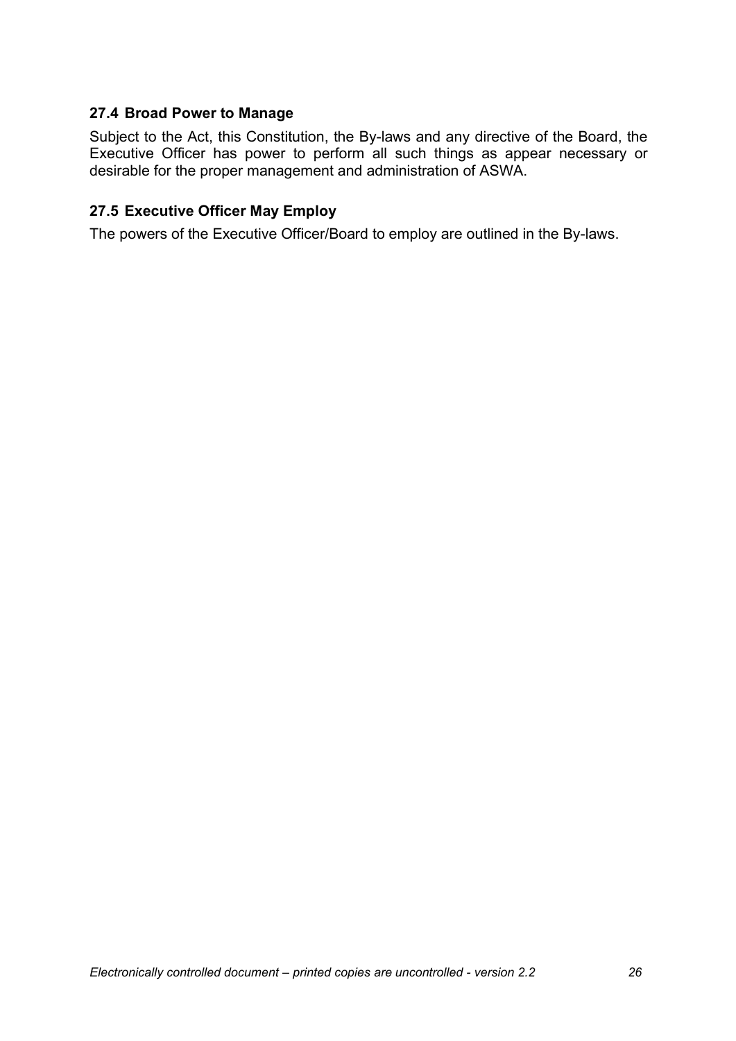### 27.4 Broad Power to Manage

Subject to the Act, this Constitution, the By-laws and any directive of the Board, the Executive Officer has power to perform all such things as appear necessary or desirable for the proper management and administration of ASWA.

### 27.5 Executive Officer May Employ

The powers of the Executive Officer/Board to employ are outlined in the By-laws.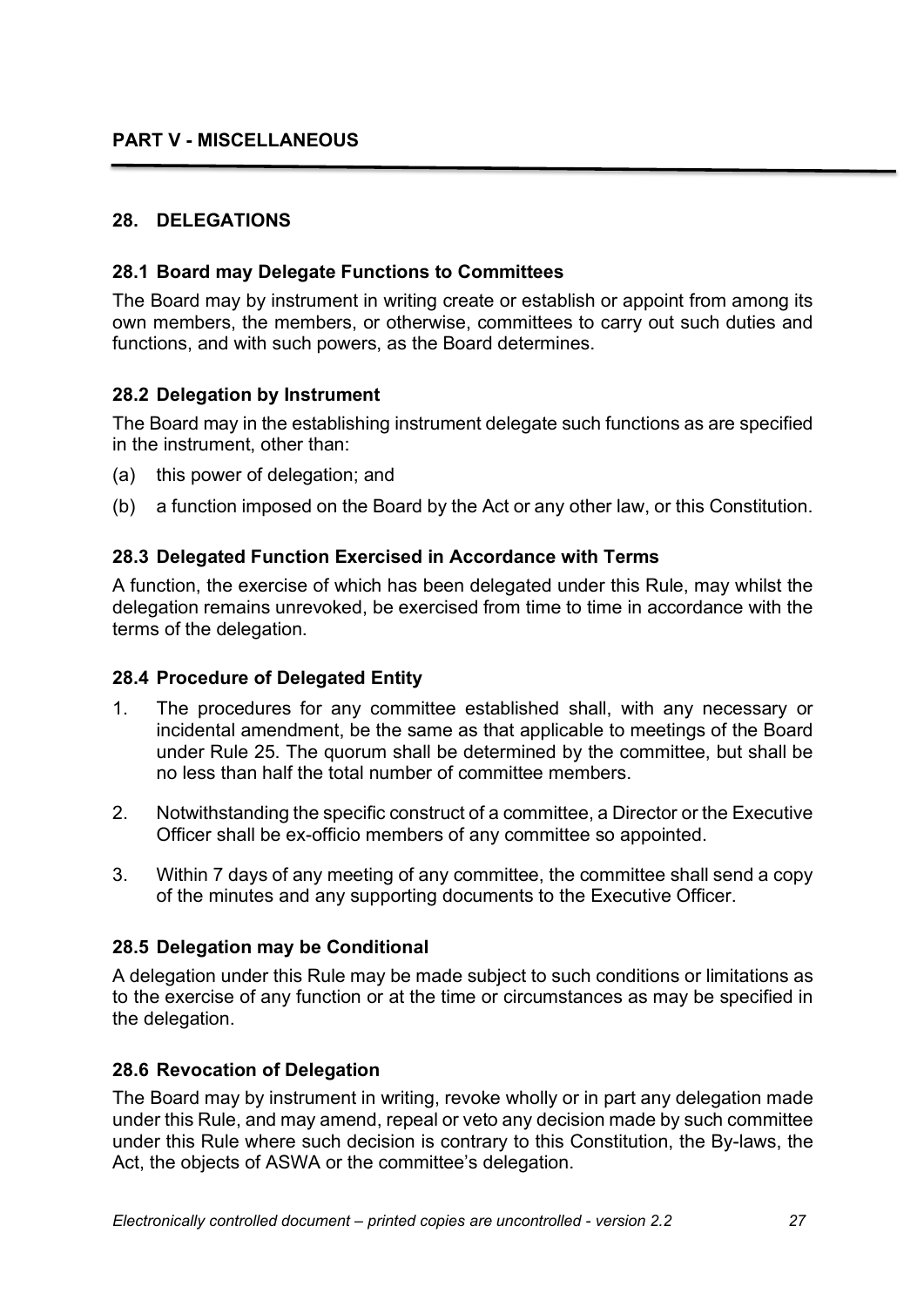## PART V - MISCELLANEOUS

### 28. DELEGATIONS

#### 28.1 Board may Delegate Functions to Committees

The Board may by instrument in writing create or establish or appoint from among its own members, the members, or otherwise, committees to carry out such duties and functions, and with such powers, as the Board determines.

#### 28.2 Delegation by Instrument

The Board may in the establishing instrument delegate such functions as are specified in the instrument, other than:

(a) this power of delegation; and

(b) a function imposed on the Board by the Act or any other law, or this Constitution.

#### 28.3 Delegated Function Exercised in Accordance with Terms

A function, the exercise of which has been delegated under this Rule, may whilst the delegation remains unrevoked, be exercised from time to time in accordance with the terms of the delegation.

#### 28.4 Procedure of Delegated Entity

1. The procedures for any committee established shall, with any necessary or incidental amendment, be the same as that applicable to meetings of the Board under Rule 25. The quorum shall be determined by the committee, but shall be no less than half the total number of committee members.

2. Notwithstanding the specific construct of a committee, a Director or the Executive Officer shall be ex-officio members of any committee so appointed.

3. Within 7 days of any meeting of any committee, the committee shall send a copy of the minutes and any supporting documents to the Executive Officer.

#### 28.5 Delegation may be Conditional

A delegation under this Rule may be made subject to such conditions or limitations as to the exercise of any function or at the time or circumstances as may be specified in the delegation.

#### 28.6 Revocation of Delegation

The Board may by instrument in writing, revoke wholly or in part any delegation made under this Rule, and may amend, repeal or veto any decision made by such committee under this Rule where such decision is contrary to this Constitution, the By-laws, the Act, the objects of ASWA or the committee's delegation.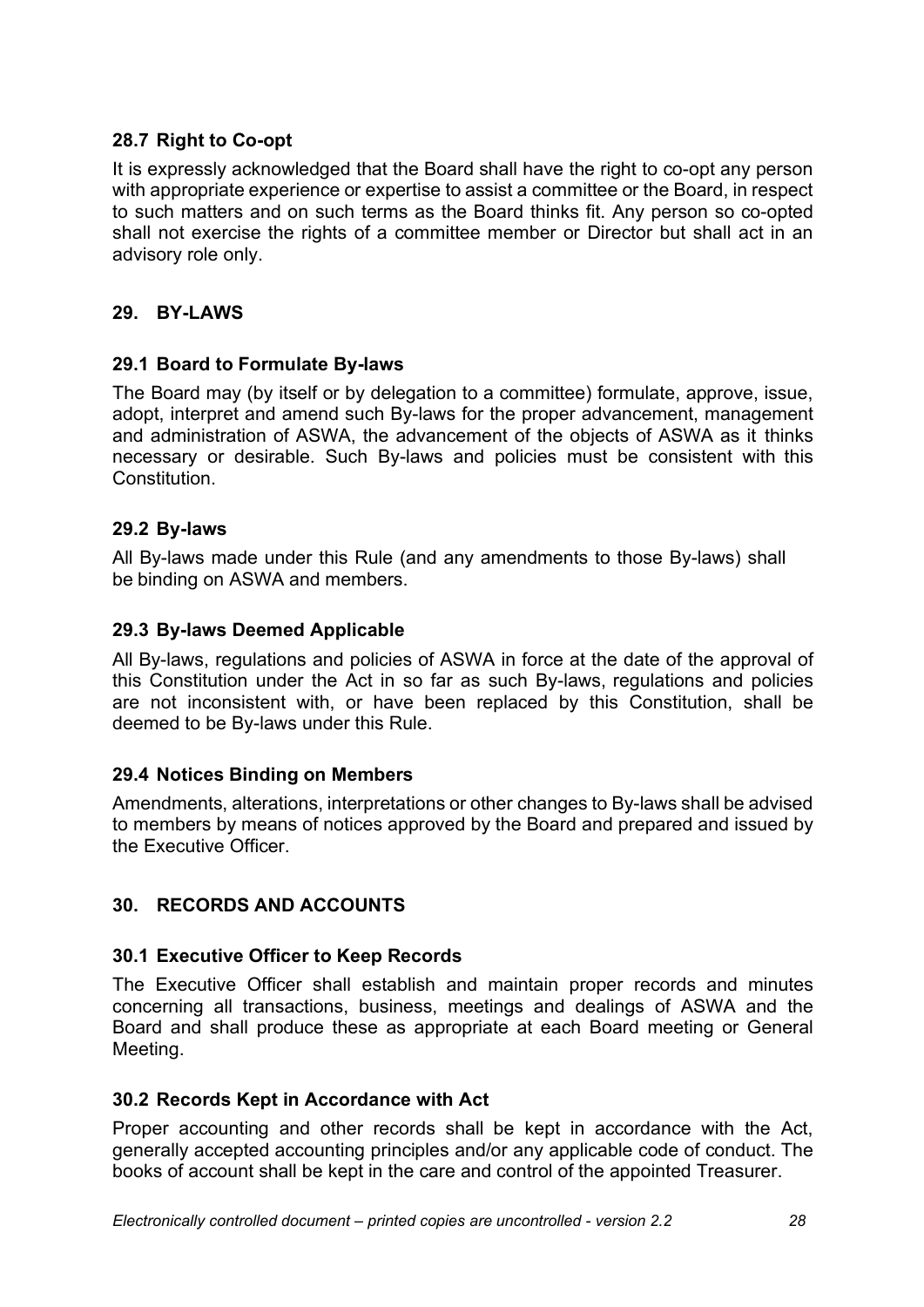### 28.7 Right to Co-opt

It is expressly acknowledged that the Board shall have the right to co-opt any person with appropriate experience or expertise to assist a committee or the Board, in respect to such matters and on such terms as the Board thinks fit. Any person so co-opted shall not exercise the rights of a committee member or Director but shall act in an advisory role only.

## 29. BY-LAWS

### 29.1 Board to Formulate By-laws

The Board may (by itself or by delegation to a committee) formulate, approve, issue, adopt, interpret and amend such By-laws for the proper advancement, management and administration of ASWA, the advancement of the objects of ASWA as it thinks necessary or desirable. Such By-laws and policies must be consistent with this Constitution.

### 29.2 By-laws

All By-laws made under this Rule (and any amendments to those By-laws) shall be binding on ASWA and members.

### 29.3 By-laws Deemed Applicable

All By-laws, regulations and policies of ASWA in force at the date of the approval of this Constitution under the Act in so far as such By-laws, regulations and policies are not inconsistent with, or have been replaced by this Constitution, shall be deemed to be By-laws under this Rule.

### 29.4 Notices Binding on Members

Amendments, alterations, interpretations or other changes to By-laws shall be advised to members by means of notices approved by the Board and prepared and issued by the Executive Officer.

## 30. RECORDS AND ACCOUNTS

### 30.1 Executive Officer to Keep Records

The Executive Officer shall establish and maintain proper records and minutes concerning all transactions, business, meetings and dealings of ASWA and the Board and shall produce these as appropriate at each Board meeting or General Meeting.

### 30.2 Records Kept in Accordance with Act

Proper accounting and other records shall be kept in accordance with the Act, generally accepted accounting principles and/or any applicable code of conduct. The books of account shall be kept in the care and control of the appointed Treasurer.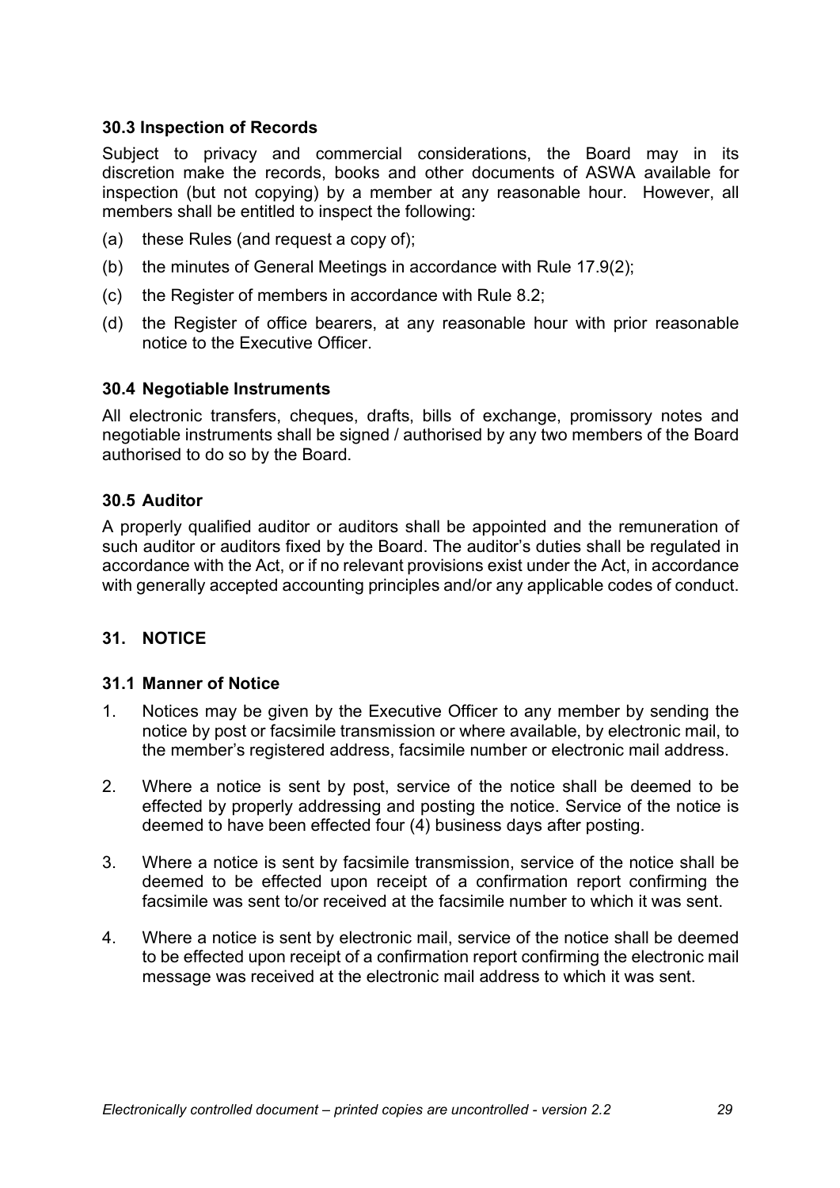### 30.3 Inspection of Records

Subject to privacy and commercial considerations, the Board may in its discretion make the records, books and other documents of ASWA available for inspection (but not copying) by a member at any reasonable hour. However, all members shall be entitled to inspect the following:

(a) these Rules (and request a copy of);

(b) the minutes of General Meetings in accordance with Rule 17.9(2);

(c) the Register of members in accordance with Rule 8.2;

(d) the Register of office bearers, at any reasonable hour with prior reasonable notice to the Executive Officer.

### 30.4 Negotiable Instruments

All electronic transfers, cheques, drafts, bills of exchange, promissory notes and negotiable instruments shall be signed / authorised by any two members of the Board authorised to do so by the Board.

### 30.5 Auditor

A properly qualified auditor or auditors shall be appointed and the remuneration of such auditor or auditors fixed by the Board. The auditor's duties shall be regulated in accordance with the Act, or if no relevant provisions exist under the Act, in accordance with generally accepted accounting principles and/or any applicable codes of conduct.

## 31. NOTICE

### 31.1 Manner of Notice

1. Notices may be given by the Executive Officer to any member by sending the notice by post or facsimile transmission or where available, by electronic mail, to the member's registered address, facsimile number or electronic mail address.

2. Where a notice is sent by post, service of the notice shall be deemed to be effected by properly addressing and posting the notice. Service of the notice is deemed to have been effected four (4) business days after posting.

3. Where a notice is sent by facsimile transmission, service of the notice shall be deemed to be effected upon receipt of a confirmation report confirming the facsimile was sent to/or received at the facsimile number to which it was sent.

4. Where a notice is sent by electronic mail, service of the notice shall be deemed to be effected upon receipt of a confirmation report confirming the electronic mail message was received at the electronic mail address to which it was sent.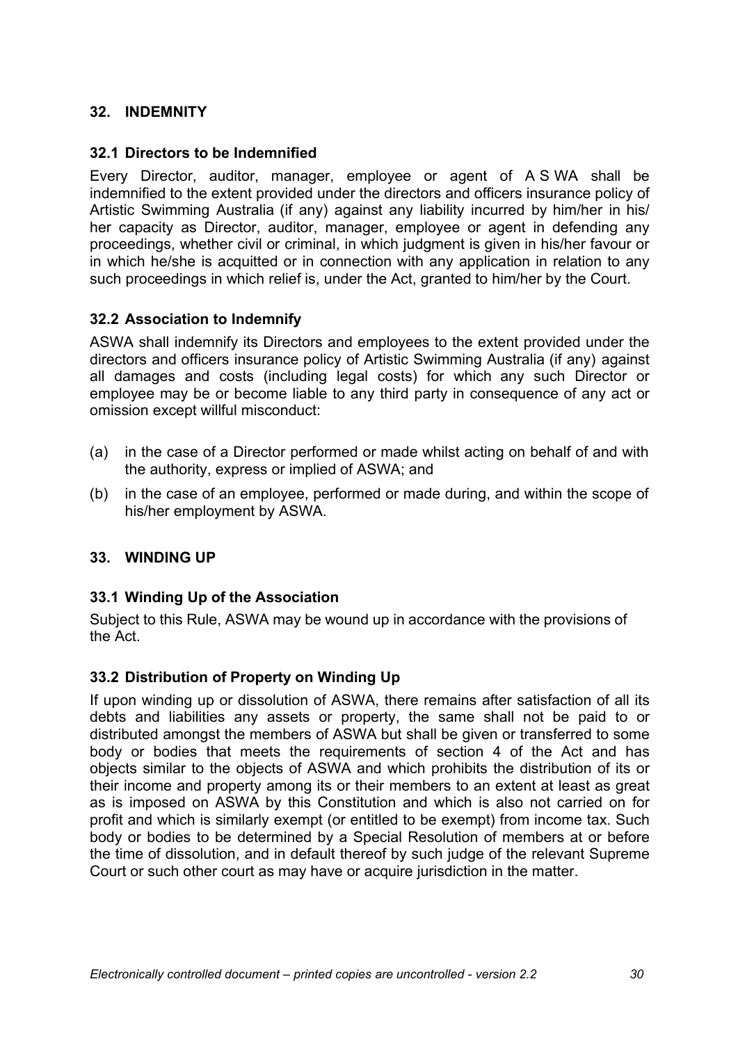## 32. INDEMNITY

### 32.1 Directors to be Indemnified

Every Director, auditor, manager, employee or agent of A S WA shall be indemnified to the extent provided under the directors and officers insurance policy of Artistic Swimming Australia (if any) against any liability incurred by him/her in his/her capacity as Director, auditor, manager, employee or agent in defending any proceedings, whether civil or criminal, in which judgment is given in his/her favour or in which he/she is acquitted or in connection with any application in relation to any such proceedings in which relief is, under the Act, granted to him/her by the Court.

### 32.2 Association to Indemnify

ASWA shall indemnify its Directors and employees to the extent provided under the directors and officers insurance policy of Artistic Swimming Australia (if any) against all damages and costs (including legal costs) for which any such Director or employee may be or become liable to any third party in consequence of any act or omission except willful misconduct:

(a) in the case of a Director performed or made whilst acting on behalf of and with the authority, express or implied of ASWA; and

(b) in the case of an employee, performed or made during, and within the scope of his/her employment by ASWA.

## 33. WINDING UP

### 33.1 Winding Up of the Association

Subject to this Rule, ASWA may be wound up in accordance with the provisions of the Act.

### 33.2 Distribution of Property on Winding Up

If upon winding up or dissolution of ASWA, there remains after satisfaction of all its debts and liabilities any assets or property, the same shall not be paid to or distributed amongst the members of ASWA but shall be given or transferred to some body or bodies that meets the requirements of section 4 of the Act and has objects similar to the objects of ASWA and which prohibits the distribution of its or their income and property among its or their members to an extent at least as great as is imposed on ASWA by this Constitution and which is also not carried on for profit and which is similarly exempt (or entitled to be exempt) from income tax. Such body or bodies to be determined by a Special Resolution of members at or before the time of dissolution, and in default thereof by such judge of the relevant Supreme Court or such other court as may have or acquire jurisdiction in the matter.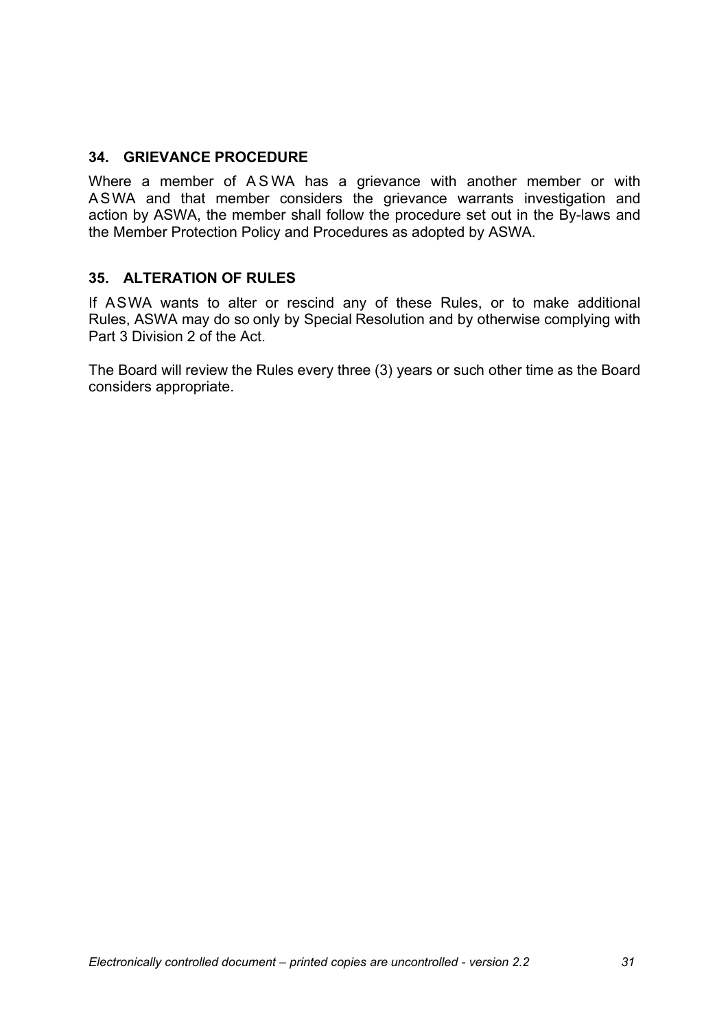## 34. GRIEVANCE PROCEDURE

Where a member of ASWA has a grievance with another member or with ASWA and that member considers the grievance warrants investigation and action by ASWA, the member shall follow the procedure set out in the By-laws and the Member Protection Policy and Procedures as adopted by ASWA.

## 35. ALTERATION OF RULES

If ASWA wants to alter or rescind any of these Rules, or to make additional Rules, ASWA may do so only by Special Resolution and by otherwise complying with Part 3 Division 2 of the Act.

The Board will review the Rules every three (3) years or such other time as the Board considers appropriate.